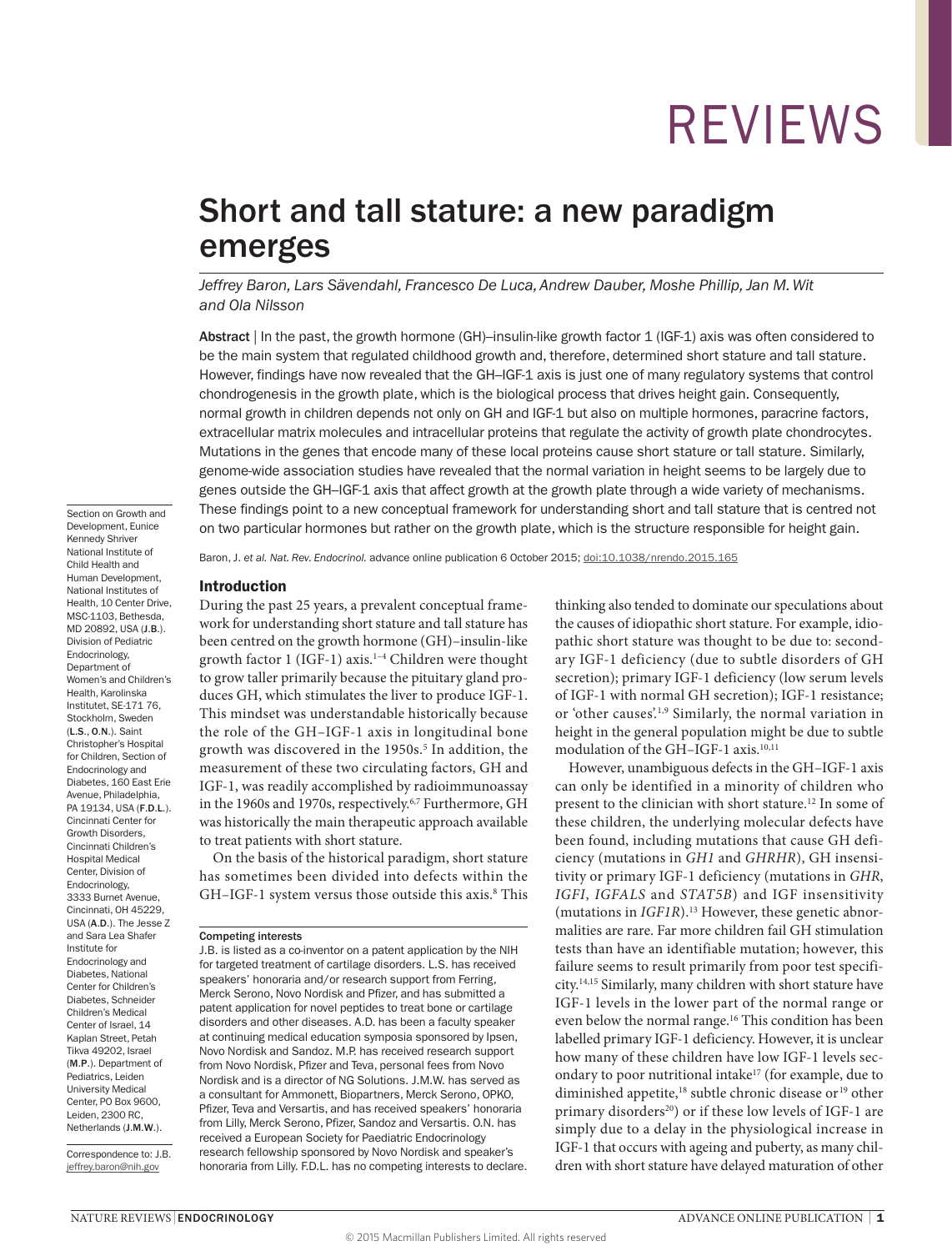# Short and tall stature: a new paradigm emerges

*Jeffrey Baron, Lars Sävendahl, Francesco De Luca, Andrew Dauber, Moshe Phillip, Jan M. Wit and Ola Nilsson*

**Abstract** | In the past, the growth hormone (GH)–insulin-like growth factor 1 (IGF-1) axis was often considered to be the main system that regulated childhood growth and, therefore, determined short stature and tall stature. However, findings have now revealed that the GH–IGF-1 axis is just one of many regulatory systems that control chondrogenesis in the growth plate, which is the biological process that drives height gain. Consequently, normal growth in children depends not only on GH and IGF-1 but also on multiple hormones, paracrine factors, extracellular matrix molecules and intracellular proteins that regulate the activity of growth plate chondrocytes. Mutations in the genes that encode many of these local proteins cause short stature or tall stature. Similarly, genome-wide association studies have revealed that the normal variation in height seems to be largely due to genes outside the GH–IGF-1 axis that affect growth at the growth plate through a wide variety of mechanisms. These findings point to a new conceptual framework for understanding short and tall stature that is centred not on two particular hormones but rather on the growth plate, which is the structure responsible for height gain.

Baron, J. *et al. Nat. Rev. Endocrinol.* advance online publication 6 October 2015; doi:10.1038/nrendo.2015.165

## Introduction

During the past 25 years, a prevalent conceptual framework for understanding short stature and tall stature has been centred on the growth hormone (GH)–insulin-like growth factor 1 (IGF-1) axis.[1–4] Children were thought to grow taller primarily because the pituitary gland produces GH, which stimulates the liver to produce IGF-1. This mindset was understandable historically because the role of the GH–IGF-1 axis in longitudinal bone growth was discovered in the 1950s.[5] In addition, the measurement of these two circulating factors, GH and IGF-1, was readily accomplished by radioimmunoassay in the 1960s and 1970s, respectively.[6,7] Furthermore, GH was historically the main therapeutic approach available to treat patients with short stature.

On the basis of the historical paradigm, short stature has sometimes been divided into defects within the GH–IGF-1 system versus those outside this axis.[8] This thinking also tended to dominate our speculations about the causes of idiopathic short stature. For example, idiopathic short stature was thought to be due to: secondary IGF-1 deficiency (due to subtle disorders of GH secretion); primary IGF-1 deficiency (low serum levels of IGF-1 with normal GH secretion); IGF-1 resistance; or 'other causes'.[1,9] Similarly, the normal variation in height in the general population might be due to subtle modulation of the GH–IGF-1 axis.[10,11]

However, unambiguous defects in the GH–IGF-1 axis can only be identified in a minority of children who present to the clinician with short stature.[12] In some of these children, the underlying molecular defects have been found, including mutations that cause GH deficiency (mutations in *GH1* and *GHRHR*), GH insensitivity or primary IGF-1 deficiency (mutations in *GHR*, *IGFI*, *IGFALS* and *STAT5B*) and IGF insensitivity (mutations in *IGF1R*).[13] However, these genetic abnormalities are rare. Far more children fail GH stimulation tests than have an identifiable mutation; however, this failure seems to result primarily from poor test specificity.[14,15] Similarly, many children with short stature have IGF-1 levels in the lower part of the normal range or even below the normal range.[16] This condition has been labelled primary IGF-1 deficiency. However, it is unclear how many of these children have low IGF-1 levels secondary to poor nutritional intake[17] (for example, due to diminished appetite,[18] subtle chronic disease or[19] other primary disorders[20]) or if these low levels of IGF-1 are simply due to a delay in the physiological increase in IGF-1 that occurs with ageing and puberty, as many children with short stature have delayed maturation of other

Section on Growth and Development, Eunice Kennedy Shriver National Institute of Child Health and Human Development, National Institutes of Health, 10 Center Drive, MSC-1103, Bethesda, MD 20892, USA (**J.B.**). Division of Pediatric Endocrinology, Department of Women's and Children's Health, Karolinska Institutet, SE-171 76, Stockholm, Sweden (**L.S.**, **O.N.**). Saint Christopher's Hospital for Children, Section of Endocrinology and Diabetes, 160 East Erie Avenue, Philadelphia, PA 19134, USA (**F.D.L.**). Cincinnati Center for Growth Disorders, Cincinnati Children's Hospital Medical Center, Division of Endocrinology, 3333 Burnet Avenue, Cincinnati, OH 45229, USA (**A.D.**). The Jesse Z and Sara Lea Shafer Institute for Endocrinology and Diabetes, National Center for Children's Diabetes, Schneider Children's Medical Center of Israel, 14 Kaplan Street, Petah Tikva 49202, Israel (**M.P.**). Department of Pediatrics, Leiden University Medical Center, PO Box 9600, Leiden, 2300 RC, Netherlands (**J.M.W.**).

Correspondence to: J.B. jeffrey.baron@nih.gov

**Competing interests**

J.B. is listed as a co-inventor on a patent application by the NIH for targeted treatment of cartilage disorders. L.S. has received speakers' honoraria and/or research support from Ferring, Merck Serono, Novo Nordisk and Pfizer, and has submitted a patent application for novel peptides to treat bone or cartilage disorders and other diseases. A.D. has been a faculty speaker at continuing medical education symposia sponsored by Ipsen, Novo Nordisk and Sandoz. M.P. has received research support from Novo Nordisk, Pfizer and Teva, personal fees from Novo Nordisk and is a director of NG Solutions. J.M.W. has served as a consultant for Ammonett, Biopartners, Merck Serono, OPKO, Pfizer, Teva and Versartis, and has received speakers' honoraria from Lilly, Merck Serono, Pfizer, Sandoz and Versartis. O.N. has received a European Society for Paediatric Endocrinology research fellowship sponsored by Novo Nordisk and speaker's honoraria from Lilly. F.D.L. has no competing interests to declare.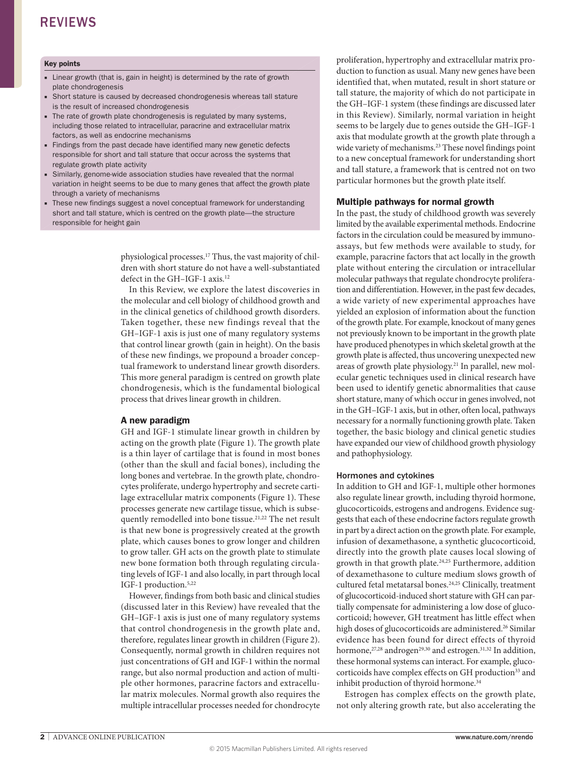### Key points

- Linear growth (that is, gain in height) is determined by the rate of growth plate chondrogenesis
- Short stature is caused by decreased chondrogenesis whereas tall stature is the result of increased chondrogenesis
- The rate of growth plate chondrogenesis is regulated by many systems, including those related to intracellular, paracrine and extracellular matrix factors, as well as endocrine mechanisms
- Findings from the past decade have identified many new genetic defects responsible for short and tall stature that occur across the systems that regulate growth plate activity
- Similarly, genome-wide association studies have revealed that the normal variation in height seems to be due to many genes that affect the growth plate through a variety of mechanisms
- These new findings suggest a novel conceptual framework for understanding short and tall stature, which is centred on the growth plate—the structure responsible for height gain

physiological processes.[17] Thus, the vast majority of children with short stature do not have a well-substantiated defect in the GH–IGF-1 axis.[12]

In this Review, we explore the latest discoveries in the molecular and cell biology of childhood growth and in the clinical genetics of childhood growth disorders. Taken together, these new findings reveal that the GH–IGF-1 axis is just one of many regulatory systems that control linear growth (gain in height). On the basis of these new findings, we propound a broader conceptual framework to understand linear growth disorders. This more general paradigm is centred on growth plate chondrogenesis, which is the fundamental biological process that drives linear growth in children.

## A new paradigm

GH and IGF-1 stimulate linear growth in children by acting on the growth plate (Figure 1). The growth plate is a thin layer of cartilage that is found in most bones (other than the skull and facial bones), including the long bones and vertebrae. In the growth plate, chondrocytes proliferate, undergo hypertrophy and secrete cartilage extracellular matrix components (Figure 1). These processes generate new cartilage tissue, which is subsequently remodelled into bone tissue.[21,22] The net result is that new bone is progressively created at the growth plate, which causes bones to grow longer and children to grow taller. GH acts on the growth plate to stimulate new bone formation both through regulating circulating levels of IGF-1 and also locally, in part through local IGF-1 production.[5,22]

However, findings from both basic and clinical studies (discussed later in this Review) have revealed that the GH–IGF-1 axis is just one of many regulatory systems that control chondrogenesis in the growth plate and, therefore, regulates linear growth in children (Figure 2). Consequently, normal growth in children requires not just concentrations of GH and IGF-1 within the normal range, but also normal production and action of multiple other hormones, paracrine factors and extracellular matrix molecules. Normal growth also requires the multiple intracellular processes needed for chondrocyte proliferation, hypertrophy and extracellular matrix production to function as usual. Many new genes have been identified that, when mutated, result in short stature or tall stature, the majority of which do not participate in the GH–IGF-1 system (these findings are discussed later in this Review). Similarly, normal variation in height seems to be largely due to genes outside the GH–IGF-1 axis that modulate growth at the growth plate through a wide variety of mechanisms.[23] These novel findings point to a new conceptual framework for understanding short and tall stature, a framework that is centred not on two particular hormones but the growth plate itself.

## Multiple pathways for normal growth

In the past, the study of childhood growth was severely limited by the available experimental methods. Endocrine factors in the circulation could be measured by immunoassays, but few methods were available to study, for example, paracrine factors that act locally in the growth plate without entering the circulation or intracellular molecular pathways that regulate chondrocyte proliferation and differentiation. However, in the past few decades, a wide variety of new experimental approaches have yielded an explosion of information about the function of the growth plate. For example, knockout of many genes not previously known to be important in the growth plate have produced phenotypes in which skeletal growth at the growth plate is affected, thus uncovering unexpected new areas of growth plate physiology.[21] In parallel, new molecular genetic techniques used in clinical research have been used to identify genetic abnormalities that cause short stature, many of which occur in genes involved, not in the GH–IGF-1 axis, but in other, often local, pathways necessary for a normally functioning growth plate. Taken together, the basic biology and clinical genetic studies have expanded our view of childhood growth physiology and pathophysiology.

### Hormones and cytokines

In addition to GH and IGF-1, multiple other hormones also regulate linear growth, including thyroid hormone, glucocorticoids, estrogens and androgens. Evidence suggests that each of these endocrine factors regulate growth in part by a direct action on the growth plate. For example, infusion of dexamethasone, a synthetic glucocorticoid, directly into the growth plate causes local slowing of growth in that growth plate.[24,25] Furthermore, addition of dexamethasone to culture medium slows growth of cultured fetal metatarsal bones.[24,25] Clinically, treatment of glucocorticoid-induced short stature with GH can partially compensate for administering a low dose of glucocorticoid; however, GH treatment has little effect when high doses of glucocorticoids are administered.[26] Similar evidence has been found for direct effects of thyroid hormone,[27,28] androgen[29,30] and estrogen.[31,32] In addition, these hormonal systems can interact. For example, glucocorticoids have complex effects on GH production[33] and inhibit production of thyroid hormone.[34]

Estrogen has complex effects on the growth plate, not only altering growth rate, but also accelerating the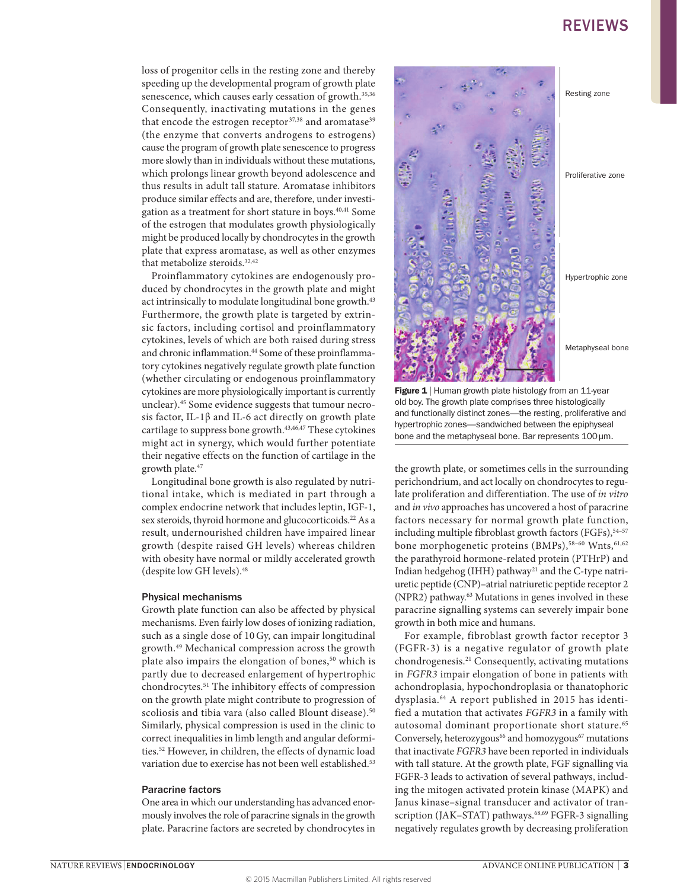loss of progenitor cells in the resting zone and thereby speeding up the developmental program of growth plate senescence, which causes early cessation of growth.[35,36] Consequently, inactivating mutations in the genes that encode the estrogen receptor[37,38] and aromatase[39] (the enzyme that converts androgens to estrogens) cause the program of growth plate senescence to progress more slowly than in individuals without these mutations, which prolongs linear growth beyond adolescence and thus results in adult tall stature. Aromatase inhibitors produce similar effects and are, therefore, under investigation as a treatment for short stature in boys.[40,41] Some of the estrogen that modulates growth physiologically might be produced locally by chondrocytes in the growth plate that express aromatase, as well as other enzymes that metabolize steroids.[32,42]

Proinflammatory cytokines are endogenously produced by chondrocytes in the growth plate and might act intrinsically to modulate longitudinal bone growth.[43] Furthermore, the growth plate is targeted by extrinsic factors, including cortisol and proinflammatory cytokines, levels of which are both raised during stress and chronic inflammation.[44] Some of these proinflammatory cytokines negatively regulate growth plate function (whether circulating or endogenous proinflammatory cytokines are more physiologically important is currently unclear).[45] Some evidence suggests that tumour necrosis factor, IL-1β and IL-6 act directly on growth plate cartilage to suppress bone growth.[43,46,47] These cytokines might act in synergy, which would further potentiate their negative effects on the function of cartilage in the growth plate.[47]

Longitudinal bone growth is also regulated by nutritional intake, which is mediated in part through a complex endocrine network that includes leptin, IGF-1, sex steroids, thyroid hormone and glucocorticoids.[22] As a result, undernourished children have impaired linear growth (despite raised GH levels) whereas children with obesity have normal or mildly accelerated growth (despite low GH levels).[48]

### Physical mechanisms

Growth plate function can also be affected by physical mechanisms. Even fairly low doses of ionizing radiation, such as a single dose of 10 Gy, can impair longitudinal growth.[49] Mechanical compression across the growth plate also impairs the elongation of bones,[50] which is partly due to decreased enlargement of hypertrophic chondrocytes.[51] The inhibitory effects of compression on the growth plate might contribute to progression of scoliosis and tibia vara (also called Blount disease).[50] Similarly, physical compression is used in the clinic to correct inequalities in limb length and angular deformities.[52] However, in children, the effects of dynamic load variation due to exercise has not been well established.[53]

### Paracrine factors

One area in which our understanding has advanced enormously involves the role of paracrine signals in the growth plate. Paracrine factors are secreted by chondrocytes in the growth plate, or sometimes cells in the surrounding perichondrium, and act locally on chondrocytes to regulate proliferation and differentiation. The use of *in vitro* and *in vivo* approaches has uncovered a host of paracrine factors necessary for normal growth plate function, including multiple fibroblast growth factors (FGFs),[54–57] bone morphogenetic proteins (BMPs),[58–60] Wnts,[61,62] the parathyroid hormone-related protein (PTHrP) and Indian hedgehog (IHH) pathway[21] and the C-type natriuretic peptide (CNP)–atrial natriuretic peptide receptor 2 (NPR2) pathway.[63] Mutations in genes involved in these paracrine signalling systems can severely impair bone growth in both mice and humans.

For example, fibroblast growth factor receptor 3 (FGFR-3) is a negative regulator of growth plate chondrogenesis.[21] Consequently, activating mutations in *FGFR3* impair elongation of bone in patients with achondroplasia, hypochondroplasia or thanatophoric dysplasia.[64] A report published in 2015 has identified a mutation that activates *FGFR3* in a family with autosomal dominant proportionate short stature.[65] Conversely, heterozygous[66] and homozygous[67] mutations that inactivate *FGFR3* have been reported in individuals with tall stature. At the growth plate, FGF signalling via FGFR-3 leads to activation of several pathways, including the mitogen activated protein kinase (MAPK) and Janus kinase–signal transducer and activator of transcription (JAK–STAT) pathways.[68,69] FGFR-3 signalling negatively regulates growth by decreasing proliferation

Resting zone

Proliferative zone

Hypertrophic zone

Metaphyseal bone

**Figure 1** | Human growth plate histology from an 11-year old boy. The growth plate comprises three histologically and functionally distinct zones—the resting, proliferative and hypertrophic zones—sandwiched between the epiphyseal bone and the metaphyseal bone. Bar represents 100 μm.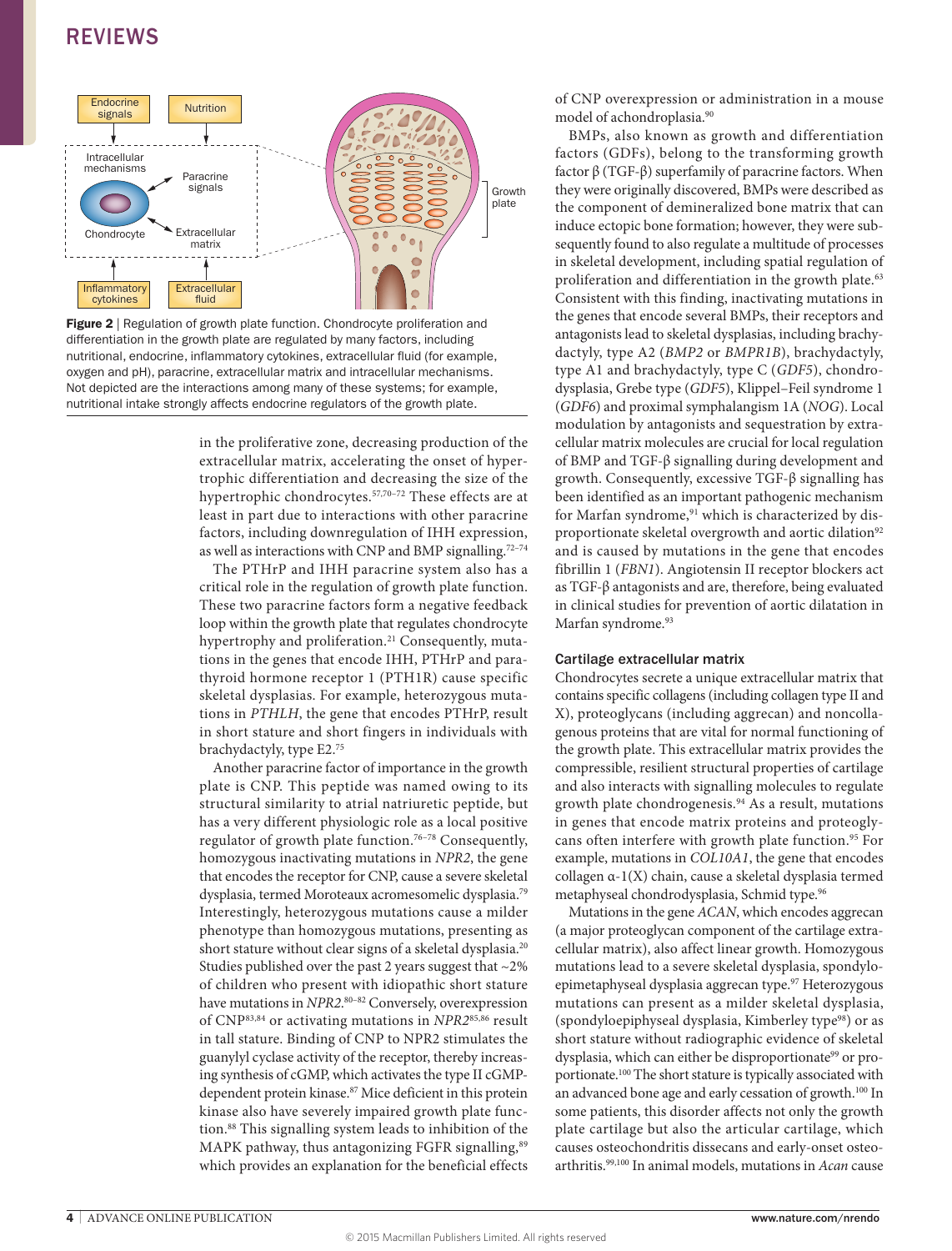Figure 2 | Regulation of growth plate function. Chondrocyte proliferation and differentiation in the growth plate are regulated by many factors, including nutritional, endocrine, inflammatory cytokines, extracellular fluid (for example, oxygen and pH), paracrine, extracellular matrix and intracellular mechanisms. Not depicted are the interactions among many of these systems; for example, nutritional intake strongly affects endocrine regulators of the growth plate.

in the proliferative zone, decreasing production of the extracellular matrix, accelerating the onset of hypertrophic differentiation and decreasing the size of the hypertrophic chondrocytes.[57,70–72] These effects are at least in part due to interactions with other paracrine factors, including downregulation of IHH expression, as well as interactions with CNP and BMP signalling.[72–74]

The PTHrP and IHH paracrine system also has a critical role in the regulation of growth plate function. These two paracrine factors form a negative feedback loop within the growth plate that regulates chondrocyte hypertrophy and proliferation.[21] Consequently, mutations in the genes that encode IHH, PTHrP and parathyroid hormone receptor 1 (PTH1R) cause specific skeletal dysplasias. For example, heterozygous mutations in *PTHLH*, the gene that encodes PTHrP, result in short stature and short fingers in individuals with brachydactyly, type E2.[75]

Another paracrine factor of importance in the growth plate is CNP. This peptide was named owing to its structural similarity to atrial natriuretic peptide, but has a very different physiologic role as a local positive regulator of growth plate function.[76–78] Consequently, homozygous inactivating mutations in *NPR2*, the gene that encodes the receptor for CNP, cause a severe skeletal dysplasia, termed Moroteaux acromesomelic dysplasia.[79] Interestingly, heterozygous mutations cause a milder phenotype than homozygous mutations, presenting as short stature without clear signs of a skeletal dysplasia.[20] Studies published over the past 2 years suggest that ~2% of children who present with idiopathic short stature have mutations in *NPR2*.[80–82] Conversely, overexpression of CNP[83,84] or activating mutations in *NPR2*[85,86] result in tall stature. Binding of CNP to NPR2 stimulates the guanylyl cyclase activity of the receptor, thereby increasing synthesis of cGMP, which activates the type II cGMP-dependent protein kinase.[87] Mice deficient in this protein kinase also have severely impaired growth plate function.[88] This signalling system leads to inhibition of the MAPK pathway, thus antagonizing FGFR signalling,[89] which provides an explanation for the beneficial effects of CNP overexpression or administration in a mouse model of achondroplasia.[90]

BMPs, also known as growth and differentiation factors (GDFs), belong to the transforming growth factor β (TGF-β) superfamily of paracrine factors. When they were originally discovered, BMPs were described as the component of demineralized bone matrix that can induce ectopic bone formation; however, they were subsequently found to also regulate a multitude of processes in skeletal development, including spatial regulation of proliferation and differentiation in the growth plate.[63] Consistent with this finding, inactivating mutations in the genes that encode several BMPs, their receptors and antagonists lead to skeletal dysplasias, including brachydactyly, type A2 (*BMP2* or *BMPR1B*), brachydactyly, type A1 and brachydactyly, type C (*GDF5*), chondrodysplasia, Grebe type (*GDF5*), Klippel–Feil syndrome 1 (*GDF6*) and proximal symphalangism 1A (*NOG*). Local modulation by antagonists and sequestration by extracellular matrix molecules are crucial for local regulation of BMP and TGF-β signalling during development and growth. Consequently, excessive TGF-β signalling has been identified as an important pathogenic mechanism for Marfan syndrome,[91] which is characterized by disproportionate skeletal overgrowth and aortic dilation[92] and is caused by mutations in the gene that encodes fibrillin 1 (*FBN1*). Angiotensin II receptor blockers act as TGF-β antagonists and are, therefore, being evaluated in clinical studies for prevention of aortic dilatation in Marfan syndrome.[93]

### Cartilage extracellular matrix

Chondrocytes secrete a unique extracellular matrix that contains specific collagens (including collagen type II and X), proteoglycans (including aggrecan) and noncollagenous proteins that are vital for normal functioning of the growth plate. This extracellular matrix provides the compressible, resilient structural properties of cartilage and also interacts with signalling molecules to regulate growth plate chondrogenesis.[94] As a result, mutations in genes that encode matrix proteins and proteoglycans often interfere with growth plate function.[95] For example, mutations in *COL10A1*, the gene that encodes collagen α-1(X) chain, cause a skeletal dysplasia termed metaphyseal chondrodysplasia, Schmid type.[96]

Mutations in the gene *ACAN*, which encodes aggrecan (a major proteoglycan component of the cartilage extracellular matrix), also affect linear growth. Homozygous mutations lead to a severe skeletal dysplasia, spondyloepimetaphyseal dysplasia aggrecan type.[97] Heterozygous mutations can present as a milder skeletal dysplasia, (spondyloepiphyseal dysplasia, Kimberley type[98]) or as short stature without radiographic evidence of skeletal dysplasia, which can either be disproportionate[99] or proportionate.[100] The short stature is typically associated with an advanced bone age and early cessation of growth.[100] In some patients, this disorder affects not only the growth plate cartilage but also the articular cartilage, which causes osteochondritis dissecans and early-onset osteoarthritis.[99,100] In animal models, mutations in *Acan* cause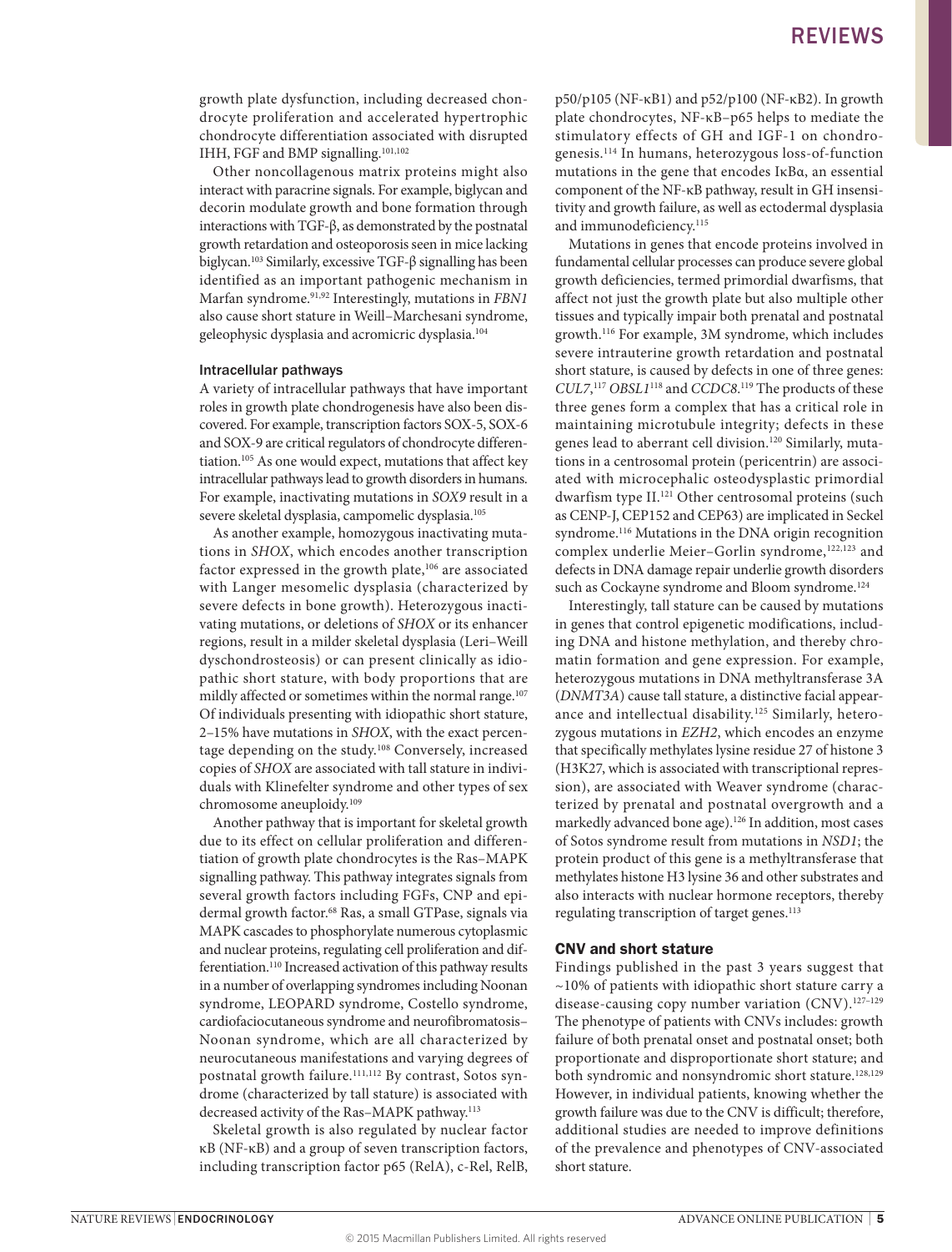growth plate dysfunction, including decreased chondrocyte proliferation and accelerated hypertrophic chondrocyte differentiation associated with disrupted IHH, FGF and BMP signalling.[101,102]

Other noncollagenous matrix proteins might also interact with paracrine signals. For example, biglycan and decorin modulate growth and bone formation through interactions with TGF-β, as demonstrated by the postnatal growth retardation and osteoporosis seen in mice lacking biglycan.[103] Similarly, excessive TGF-β signalling has been identified as an important pathogenic mechanism in Marfan syndrome.[91,92] Interestingly, mutations in *FBN1* also cause short stature in Weill–Marchesani syndrome, geleophysic dysplasia and acromicric dysplasia.[104]

### Intracellular pathways

A variety of intracellular pathways that have important roles in growth plate chondrogenesis have also been discovered. For example, transcription factors SOX-5, SOX-6 and SOX-9 are critical regulators of chondrocyte differentiation.[105] As one would expect, mutations that affect key intracellular pathways lead to growth disorders in humans. For example, inactivating mutations in *SOX9* result in a severe skeletal dysplasia, campomelic dysplasia.[105]

As another example, homozygous inactivating mutations in *SHOX*, which encodes another transcription factor expressed in the growth plate,[106] are associated with Langer mesomelic dysplasia (characterized by severe defects in bone growth). Heterozygous inactivating mutations, or deletions of *SHOX* or its enhancer regions, result in a milder skeletal dysplasia (Leri–Weill dyschondrosteosis) or can present clinically as idiopathic short stature, with body proportions that are mildly affected or sometimes within the normal range.[107] Of individuals presenting with idiopathic short stature, 2–15% have mutations in *SHOX*, with the exact percentage depending on the study.[108] Conversely, increased copies of *SHOX* are associated with tall stature in individuals with Klinefelter syndrome and other types of sex chromosome aneuploidy.[109]

Another pathway that is important for skeletal growth due to its effect on cellular proliferation and differentiation of growth plate chondrocytes is the Ras–MAPK signalling pathway. This pathway integrates signals from several growth factors including FGFs, CNP and epidermal growth factor.[68] Ras, a small GTPase, signals via MAPK cascades to phosphorylate numerous cytoplasmic and nuclear proteins, regulating cell proliferation and differentiation.[110] Increased activation of this pathway results in a number of overlapping syndromes including Noonan syndrome, LEOPARD syndrome, Costello syndrome, cardiofaciocutaneous syndrome and neurofibromatosis–Noonan syndrome, which are all characterized by neurocutaneous manifestations and varying degrees of postnatal growth failure.[111,112] By contrast, Sotos syndrome (characterized by tall stature) is associated with decreased activity of the Ras–MAPK pathway.[113]

Skeletal growth is also regulated by nuclear factor κB (NF-κB) and a group of seven transcription factors, including transcription factor p65 (RelA), c-Rel, RelB, p50/p105 (NF-κB1) and p52/p100 (NF-κB2). In growth plate chondrocytes, NF-κB–p65 helps to mediate the stimulatory effects of GH and IGF-1 on chondrogenesis.[114] In humans, heterozygous loss-of-function mutations in the gene that encodes IκBα, an essential component of the NF-κB pathway, result in GH insensitivity and growth failure, as well as ectodermal dysplasia and immunodeficiency.[115]

Mutations in genes that encode proteins involved in fundamental cellular processes can produce severe global growth deficiencies, termed primordial dwarfisms, that affect not just the growth plate but also multiple other tissues and typically impair both prenatal and postnatal growth.[116] For example, 3M syndrome, which includes severe intrauterine growth retardation and postnatal short stature, is caused by defects in one of three genes: *CUL7*,[117] *OBSL1*[118] and *CCDC8*.[119] The products of these three genes form a complex that has a critical role in maintaining microtubule integrity; defects in these genes lead to aberrant cell division.[120] Similarly, mutations in a centrosomal protein (pericentrin) are associated with microcephalic osteodysplastic primordial dwarfism type II.[121] Other centrosomal proteins (such as CENP-J, CEP152 and CEP63) are implicated in Seckel syndrome.[116] Mutations in the DNA origin recognition complex underlie Meier–Gorlin syndrome,[122,123] and defects in DNA damage repair underlie growth disorders such as Cockayne syndrome and Bloom syndrome.[124]

Interestingly, tall stature can be caused by mutations in genes that control epigenetic modifications, including DNA and histone methylation, and thereby chromatin formation and gene expression. For example, heterozygous mutations in DNA methyltransferase 3A (*DNMT3A*) cause tall stature, a distinctive facial appearance and intellectual disability.[125] Similarly, heterozygous mutations in *EZH2*, which encodes an enzyme that specifically methylates lysine residue 27 of histone 3 (H3K27, which is associated with transcriptional repression), are associated with Weaver syndrome (characterized by prenatal and postnatal overgrowth and a markedly advanced bone age).[126] In addition, most cases of Sotos syndrome result from mutations in *NSD1*; the protein product of this gene is a methyltransferase that methylates histone H3 lysine 36 and other substrates and also interacts with nuclear hormone receptors, thereby regulating transcription of target genes.[113]

## CNV and short stature

Findings published in the past 3 years suggest that ~10% of patients with idiopathic short stature carry a disease-causing copy number variation (CNV).[127–129] The phenotype of patients with CNVs includes: growth failure of both prenatal onset and postnatal onset; both proportionate and disproportionate short stature; and both syndromic and nonsyndromic short stature.[128,129] However, in individual patients, knowing whether the growth failure was due to the CNV is difficult; therefore, additional studies are needed to improve definitions of the prevalence and phenotypes of CNV-associated short stature.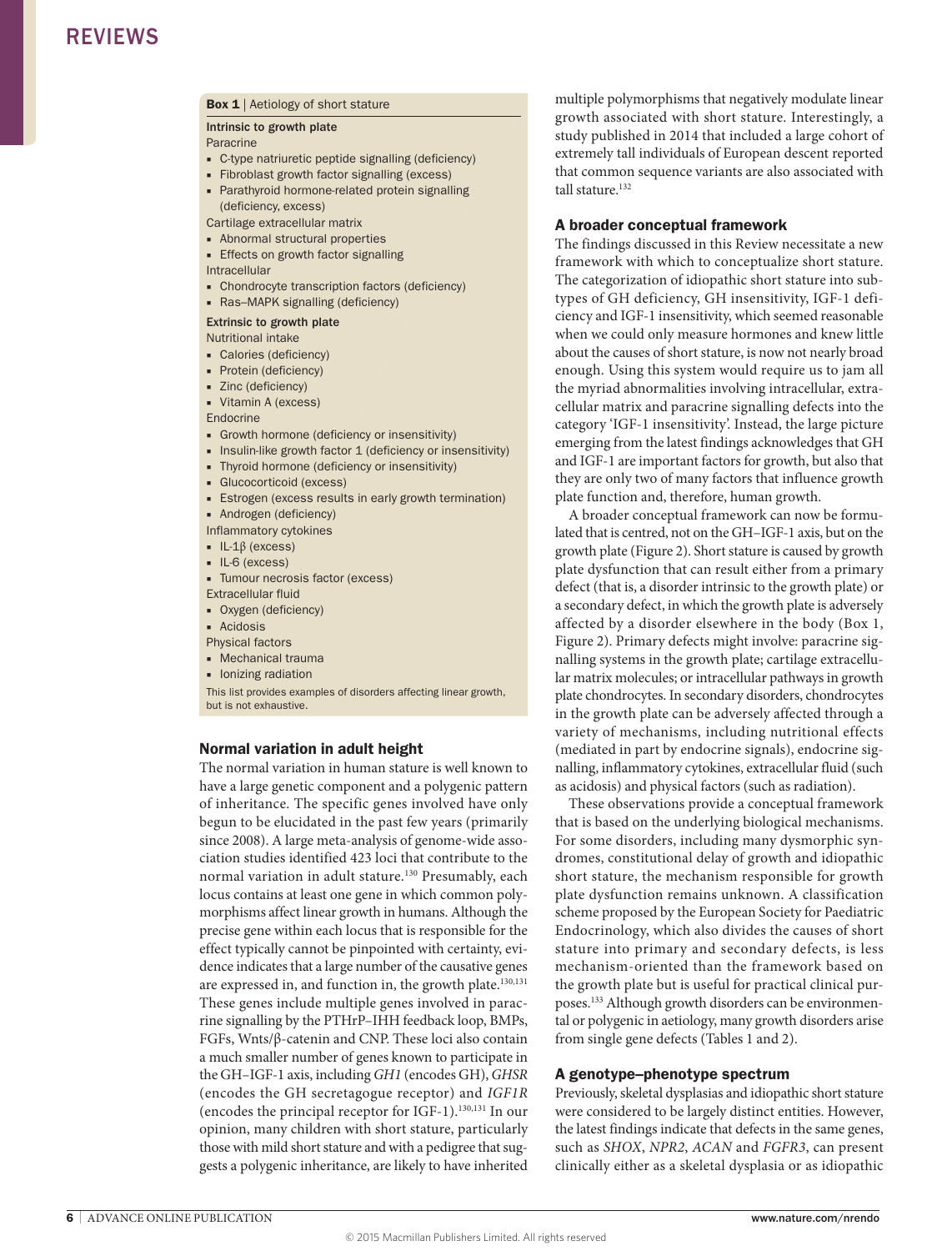**Box 1** | Aetiology of short stature

**Intrinsic to growth plate**

Paracrine

- C-type natriuretic peptide signalling (deficiency)
- Fibroblast growth factor signalling (excess)
- Parathyroid hormone-related protein signalling (deficiency, excess)

Cartilage extracellular matrix

- Abnormal structural properties
- Effects on growth factor signalling

Intracellular

- Chondrocyte transcription factors (deficiency)
- Ras–MAPK signalling (deficiency)

**Extrinsic to growth plate**

Nutritional intake

- Calories (deficiency)
- Protein (deficiency)
- Zinc (deficiency)
- Vitamin A (excess)

Endocrine

- Growth hormone (deficiency or insensitivity)
- Insulin-like growth factor 1 (deficiency or insensitivity)
- Thyroid hormone (deficiency or insensitivity)
- Glucocorticoid (excess)
- Estrogen (excess results in early growth termination)
- Androgen (deficiency)

Inflammatory cytokines

- IL-1β (excess)
- IL-6 (excess)
- Tumour necrosis factor (excess)

Extracellular fluid

- Oxygen (deficiency)
- Acidosis

Physical factors

- Mechanical trauma
- Ionizing radiation

This list provides examples of disorders affecting linear growth, but is not exhaustive.

## Normal variation in adult height

The normal variation in human stature is well known to have a large genetic component and a polygenic pattern of inheritance. The specific genes involved have only begun to be elucidated in the past few years (primarily since 2008). A large meta-analysis of genome-wide association studies identified 423 loci that contribute to the normal variation in adult stature.[130] Presumably, each locus contains at least one gene in which common polymorphisms affect linear growth in humans. Although the precise gene within each locus that is responsible for the effect typically cannot be pinpointed with certainty, evidence indicates that a large number of the causative genes are expressed in, and function in, the growth plate.[130,131] These genes include multiple genes involved in paracrine signalling by the PTHrP–IHH feedback loop, BMPs, FGFs, Wnts/β-catenin and CNP. These loci also contain a much smaller number of genes known to participate in the GH–IGF-1 axis, including *GH1* (encodes GH), *GHSR* (encodes the GH secretagogue receptor) and *IGF1R* (encodes the principal receptor for IGF-1).[130,131] In our opinion, many children with short stature, particularly those with mild short stature and with a pedigree that suggests a polygenic inheritance, are likely to have inherited multiple polymorphisms that negatively modulate linear growth associated with short stature. Interestingly, a study published in 2014 that included a large cohort of extremely tall individuals of European descent reported that common sequence variants are also associated with tall stature.[132]

## A broader conceptual framework

The findings discussed in this Review necessitate a new framework with which to conceptualize short stature. The categorization of idiopathic short stature into subtypes of GH deficiency, GH insensitivity, IGF-1 deficiency and IGF-1 insensitivity, which seemed reasonable when we could only measure hormones and knew little about the causes of short stature, is now not nearly broad enough. Using this system would require us to jam all the myriad abnormalities involving intracellular, extracellular matrix and paracrine signalling defects into the category 'IGF-1 insensitivity'. Instead, the large picture emerging from the latest findings acknowledges that GH and IGF-1 are important factors for growth, but also that they are only two of many factors that influence growth plate function and, therefore, human growth.

A broader conceptual framework can now be formulated that is centred, not on the GH–IGF-1 axis, but on the growth plate (Figure 2). Short stature is caused by growth plate dysfunction that can result either from a primary defect (that is, a disorder intrinsic to the growth plate) or a secondary defect, in which the growth plate is adversely affected by a disorder elsewhere in the body (Box 1, Figure 2). Primary defects might involve: paracrine signalling systems in the growth plate; cartilage extracellular matrix molecules; or intracellular pathways in growth plate chondrocytes. In secondary disorders, chondrocytes in the growth plate can be adversely affected through a variety of mechanisms, including nutritional effects (mediated in part by endocrine signals), endocrine signalling, inflammatory cytokines, extracellular fluid (such as acidosis) and physical factors (such as radiation).

These observations provide a conceptual framework that is based on the underlying biological mechanisms. For some disorders, including many dysmorphic syndromes, constitutional delay of growth and idiopathic short stature, the mechanism responsible for growth plate dysfunction remains unknown. A classification scheme proposed by the European Society for Paediatric Endocrinology, which also divides the causes of short stature into primary and secondary defects, is less mechanism-oriented than the framework based on the growth plate but is useful for practical clinical purposes.[133] Although growth disorders can be environmental or polygenic in aetiology, many growth disorders arise from single gene defects (Tables 1 and 2).

## A genotype–phenotype spectrum

Previously, skeletal dysplasias and idiopathic short stature were considered to be largely distinct entities. However, the latest findings indicate that defects in the same genes, such as *SHOX*, *NPR2*, *ACAN* and *FGFR3*, can present clinically either as a skeletal dysplasia or as idiopathic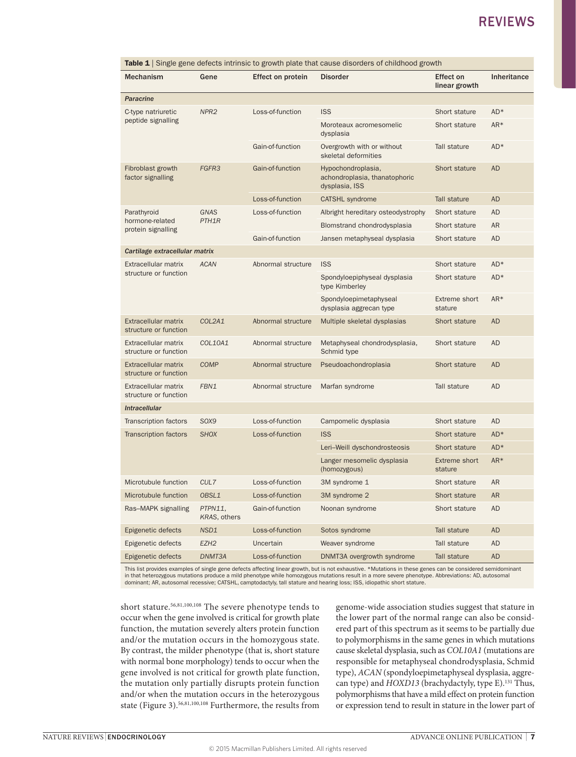**Table 1** | Single gene defects intrinsic to growth plate that cause disorders of childhood growth

| Mechanism | Gene | Effect on protein | Disorder | Effect on linear growth | Inheritance |
|---|---|---|---|---|---|
| ***Paracrine*** | | | | | |
| C-type natriuretic peptide signalling | *NPR2* | Loss-of-function | ISS | Short stature | AD* |
| | | | Moroteaux acromesomelic dysplasia | Short stature | AR* |
| | | Gain-of-function | Overgrowth with or without skeletal deformities | Tall stature | AD* |
| Fibroblast growth factor signalling | *FGFR3* | Gain-of-function | Hypochondroplasia, achondroplasia, thanatophoric dysplasia, ISS | Short stature | AD |
| | | Loss-of-function | CATSHL syndrome | Tall stature | AD |
| Parathyroid hormone-related protein signalling | *GNAS* | Loss-of-function | Albright hereditary osteodystrophy | Short stature | AD |
| | *PTH1R* | | Blomstrand chondrodysplasia | Short stature | AR |
| | | Gain-of-function | Jansen metaphyseal dysplasia | Short stature | AD |
| ***Cartilage extracellular matrix*** | | | | | |
| Extracellular matrix structure or function | *ACAN* | Abnormal structure | ISS | Short stature | AD* |
| | | | Spondyloepiphyseal dysplasia type Kimberley | Short stature | AD* |
| | | | Spondyloepimetaphyseal dysplasia aggrecan type | Extreme short stature | AR* |
| Extracellular matrix structure or function | *COL2A1* | Abnormal structure | Multiple skeletal dysplasias | Short stature | AD |
| Extracellular matrix structure or function | *COL10A1* | Abnormal structure | Metaphyseal chondrodysplasia, Schmid type | Short stature | AD |
| Extracellular matrix structure or function | *COMP* | Abnormal structure | Pseudoachondroplasia | Short stature | AD |
| Extracellular matrix structure or function | *FBN1* | Abnormal structure | Marfan syndrome | Tall stature | AD |
| ***Intracellular*** | | | | | |
| Transcription factors | *SOX9* | Loss-of-function | Campomelic dysplasia | Short stature | AD |
| Transcription factors | *SHOX* | Loss-of-function | ISS | Short stature | AD* |
| | | | Leri–Weill dyschondrosteosis | Short stature | AD* |
| | | | Langer mesomelic dysplasia (homozygous) | Extreme short stature | AR* |
| Microtubule function | *CUL7* | Loss-of-function | 3M syndrome 1 | Short stature | AR |
| Microtubule function | *OBSL1* | Loss-of-function | 3M syndrome 2 | Short stature | AR |
| Ras–MAPK signalling | *PTPN11*, *KRAS*, others | Gain-of-function | Noonan syndrome | Short stature | AD |
| Epigenetic defects | *NSD1* | Loss-of-function | Sotos syndrome | Tall stature | AD |
| Epigenetic defects | *EZH2* | Uncertain | Weaver syndrome | Tall stature | AD |
| Epigenetic defects | *DNMT3A* | Loss-of-function | DNMT3A overgrowth syndrome | Tall stature | AD |

This list provides examples of single gene defects affecting linear growth, but is not exhaustive. *Mutations in these genes can be considered semidominant in that heterozygous mutations produce a mild phenotype while homozygous mutations result in a more severe phenotype. Abbreviations: AD, autosomal dominant; AR, autosomal recessive; CATSHL, camptodactyly, tall stature and hearing loss; ISS, idiopathic short stature.

short stature.[56,81,100,108] The severe phenotype tends to occur when the gene involved is critical for growth plate function, the mutation severely alters protein function and/or the mutation occurs in the homozygous state. By contrast, the milder phenotype (that is, short stature with normal bone morphology) tends to occur when the gene involved is not critical for growth plate function, the mutation only partially disrupts protein function and/or when the mutation occurs in the heterozygous state (Figure 3).[56,81,100,108] Furthermore, the results from genome-wide association studies suggest that stature in the lower part of the normal range can also be considered part of this spectrum as it seems to be partially due to polymorphisms in the same genes in which mutations cause skeletal dysplasia, such as *COL10A1* (mutations are responsible for metaphyseal chondrodysplasia, Schmid type), *ACAN* (spondyloepimetaphyseal dysplasia, aggrecan type) and *HOXD13* (brachydactyly, type E).[131] Thus, polymorphisms that have a mild effect on protein function or expression tend to result in stature in the lower part of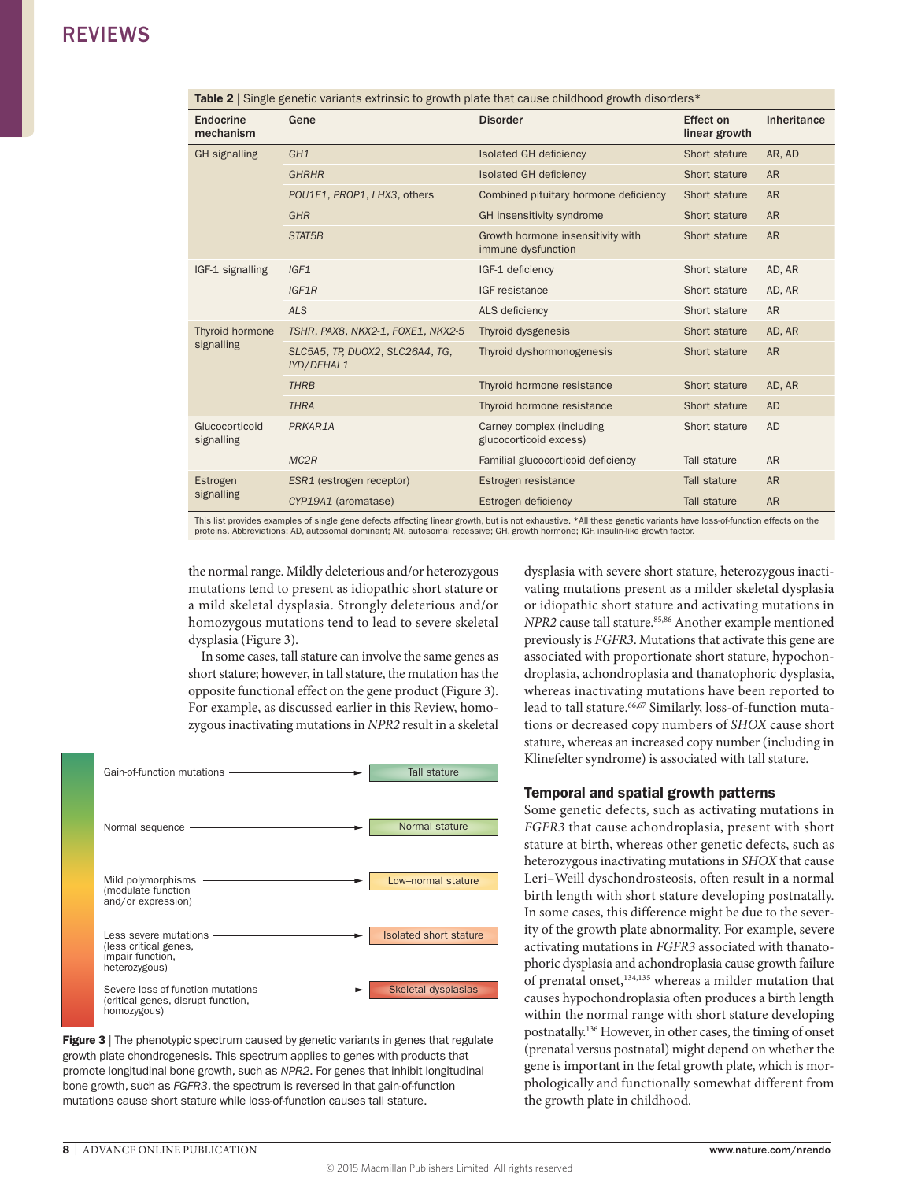**Table 2** | Single genetic variants extrinsic to growth plate that cause childhood growth disorders*

| Endocrine mechanism | Gene | Disorder | Effect on linear growth | Inheritance |
|---|---|---|---|---|
| GH signalling | *GH1* | Isolated GH deficiency | Short stature | AR, AD |
| | *GHRHR* | Isolated GH deficiency | Short stature | AR |
| | *POU1F1*, *PROP1*, *LHX3*, others | Combined pituitary hormone deficiency | Short stature | AR |
| | *GHR* | GH insensitivity syndrome | Short stature | AR |
| | *STAT5B* | Growth hormone insensitivity with immune dysfunction | Short stature | AR |
| IGF-1 signalling | *IGF1* | IGF-1 deficiency | Short stature | AD, AR |
| | *IGF1R* | IGF resistance | Short stature | AD, AR |
| | *ALS* | ALS deficiency | Short stature | AR |
| Thyroid hormone signalling | *TSHR*, *PAX8*, *NKX2-1*, *FOXE1*, *NKX2-5* | Thyroid dysgenesis | Short stature | AD, AR |
| | *SLC5A5*, *TP*, *DUOX2*, *SLC26A4*, *TG*, *IYD/DEHAL1* | Thyroid dyshormonogenesis | Short stature | AR |
| | *THRB* | Thyroid hormone resistance | Short stature | AD, AR |
| | *THRA* | Thyroid hormone resistance | Short stature | AD |
| Glucocorticoid signalling | *PRKAR1A* | Carney complex (including glucocorticoid excess) | Short stature | AD |
| | *MC2R* | Familial glucocorticoid deficiency | Tall stature | AR |
| Estrogen signalling | *ESR1* (estrogen receptor) | Estrogen resistance | Tall stature | AR |
| | *CYP19A1* (aromatase) | Estrogen deficiency | Tall stature | AR |

This list provides examples of single gene defects affecting linear growth, but is not exhaustive. *All these genetic variants have loss-of-function effects on the proteins. Abbreviations: AD, autosomal dominant; AR, autosomal recessive; GH, growth hormone; IGF, insulin-like growth factor.

the normal range. Mildly deleterious and/or heterozygous mutations tend to present as idiopathic short stature or a mild skeletal dysplasia. Strongly deleterious and/or homozygous mutations tend to lead to severe skeletal dysplasia (Figure 3).

In some cases, tall stature can involve the same genes as short stature; however, in tall stature, the mutation has the opposite functional effect on the gene product (Figure 3). For example, as discussed earlier in this Review, homozygous inactivating mutations in *NPR2* result in a skeletal dysplasia with severe short stature, heterozygous inactivating mutations present as a milder skeletal dysplasia or idiopathic short stature and activating mutations in *NPR2* cause tall stature.[85,86] Another example mentioned previously is *FGFR3*. Mutations that activate this gene are associated with proportionate short stature, hypochondroplasia, achondroplasia and thanatophoric dysplasia, whereas inactivating mutations have been reported to lead to tall stature.[66,67] Similarly, loss-of-function mutations or decreased copy numbers of *SHOX* cause short stature, whereas an increased copy number (including in Klinefelter syndrome) is associated with tall stature.

Gain-of-function mutations → Tall stature

Normal sequence → Normal stature

Mild polymorphisms (modulate function and/or expression) → Low–normal stature

Less severe mutations (less critical genes, impair function, heterozygous) → Isolated short stature

Severe loss-of-function mutations (critical genes, disrupt function, homozygous) → Skeletal dysplasias

**Figure 3** | The phenotypic spectrum caused by genetic variants in genes that regulate growth plate chondrogenesis. This spectrum applies to genes with products that promote longitudinal bone growth, such as *NPR2*. For genes that inhibit longitudinal bone growth, such as *FGFR3*, the spectrum is reversed in that gain-of-function mutations cause short stature while loss-of-function causes tall stature.

## Temporal and spatial growth patterns

Some genetic defects, such as activating mutations in *FGFR3* that cause achondroplasia, present with short stature at birth, whereas other genetic defects, such as heterozygous inactivating mutations in *SHOX* that cause Leri–Weill dyschondrosteosis, often result in a normal birth length with short stature developing postnatally. In some cases, this difference might be due to the severity of the growth plate abnormality. For example, severe activating mutations in *FGFR3* associated with thanatophoric dysplasia and achondroplasia cause growth failure of prenatal onset,[134,135] whereas a milder mutation that causes hypochondroplasia often produces a birth length within the normal range with short stature developing postnatally.[136] However, in other cases, the timing of onset (prenatal versus postnatal) might depend on whether the gene is important in the fetal growth plate, which is morphologically and functionally somewhat different from the growth plate in childhood.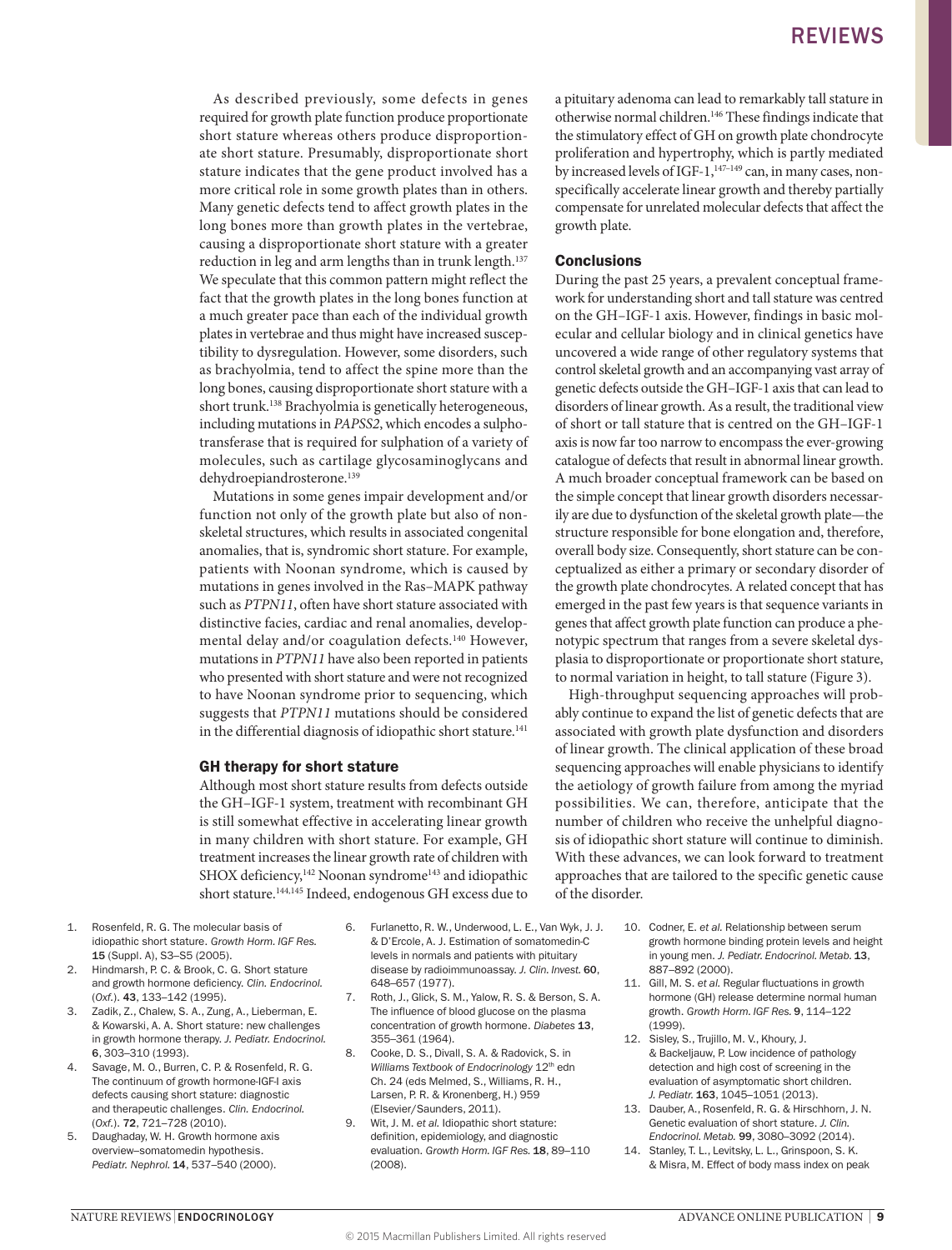As described previously, some defects in genes required for growth plate function produce proportionate short stature whereas others produce disproportionate short stature. Presumably, disproportionate short stature indicates that the gene product involved has a more critical role in some growth plates than in others. Many genetic defects tend to affect growth plates in the long bones more than growth plates in the vertebrae, causing a disproportionate short stature with a greater reduction in leg and arm lengths than in trunk length.[137] We speculate that this common pattern might reflect the fact that the growth plates in the long bones function at a much greater pace than each of the individual growth plates in vertebrae and thus might have increased susceptibility to dysregulation. However, some disorders, such as brachyolmia, tend to affect the spine more than the long bones, causing disproportionate short stature with a short trunk.[138] Brachyolmia is genetically heterogeneous, including mutations in *PAPSS2*, which encodes a sulphotransferase that is required for sulphation of a variety of molecules, such as cartilage glycosaminoglycans and dehydroepiandrosterone.[139]

Mutations in some genes impair development and/or function not only of the growth plate but also of non-skeletal structures, which results in associated congenital anomalies, that is, syndromic short stature. For example, patients with Noonan syndrome, which is caused by mutations in genes involved in the Ras–MAPK pathway such as *PTPN11*, often have short stature associated with distinctive facies, cardiac and renal anomalies, developmental delay and/or coagulation defects.[140] However, mutations in *PTPN11* have also been reported in patients who presented with short stature and were not recognized to have Noonan syndrome prior to sequencing, which suggests that *PTPN11* mutations should be considered in the differential diagnosis of idiopathic short stature.[141]

## GH therapy for short stature

Although most short stature results from defects outside the GH–IGF-1 system, treatment with recombinant GH is still somewhat effective in accelerating linear growth in many children with short stature. For example, GH treatment increases the linear growth rate of children with SHOX deficiency,[142] Noonan syndrome[143] and idiopathic short stature.[144,145] Indeed, endogenous GH excess due to a pituitary adenoma can lead to remarkably tall stature in otherwise normal children.[146] These findings indicate that the stimulatory effect of GH on growth plate chondrocyte proliferation and hypertrophy, which is partly mediated by increased levels of IGF-1,[147–149] can, in many cases, non-specifically accelerate linear growth and thereby partially compensate for unrelated molecular defects that affect the growth plate.

## Conclusions

During the past 25 years, a prevalent conceptual framework for understanding short and tall stature was centred on the GH–IGF-1 axis. However, findings in basic molecular and cellular biology and in clinical genetics have uncovered a wide range of other regulatory systems that control skeletal growth and an accompanying vast array of genetic defects outside the GH–IGF-1 axis that can lead to disorders of linear growth. As a result, the traditional view of short or tall stature that is centred on the GH–IGF-1 axis is now far too narrow to encompass the ever-growing catalogue of defects that result in abnormal linear growth. A much broader conceptual framework can be based on the simple concept that linear growth disorders necessarily are due to dysfunction of the skeletal growth plate—the structure responsible for bone elongation and, therefore, overall body size. Consequently, short stature can be conceptualized as either a primary or secondary disorder of the growth plate chondrocytes. A related concept that has emerged in the past few years is that sequence variants in genes that affect growth plate function can produce a phenotypic spectrum that ranges from a severe skeletal dysplasia to disproportionate or proportionate short stature, to normal variation in height, to tall stature (Figure 3).

High-throughput sequencing approaches will probably continue to expand the list of genetic defects that are associated with growth plate dysfunction and disorders of linear growth. The clinical application of these broad sequencing approaches will enable physicians to identify the aetiology of growth failure from among the myriad possibilities. We can, therefore, anticipate that the number of children who receive the unhelpful diagnosis of idiopathic short stature will continue to diminish. With these advances, we can look forward to treatment approaches that are tailored to the specific genetic cause of the disorder.

1. Rosenfeld, R. G. The molecular basis of idiopathic short stature. *Growth Horm. IGF Res.* **15** (Suppl. A), S3–S5 (2005).
2. Hindmarsh, P. C. & Brook, C. G. Short stature and growth hormone deficiency. *Clin. Endocrinol. (Oxf.).* **43**, 133–142 (1995).
3. Zadik, Z., Chalew, S. A., Zung, A., Lieberman, E. & Kowarski, A. A. Short stature: new challenges in growth hormone therapy. *J. Pediatr. Endocrinol.* **6**, 303–310 (1993).
4. Savage, M. O., Burren, C. P. & Rosenfeld, R. G. The continuum of growth hormone-IGF-I axis defects causing short stature: diagnostic and therapeutic challenges. *Clin. Endocrinol. (Oxf.).* **72**, 721–728 (2010).
5. Daughaday, W. H. Growth hormone axis overview–somatomedin hypothesis. *Pediatr. Nephrol.* **14**, 537–540 (2000).
6. Furlanetto, R. W., Underwood, L. E., Van Wyk, J. J. & D'Ercole, A. J. Estimation of somatomedin-C levels in normals and patients with pituitary disease by radioimmunoassay. *J. Clin. Invest.* **60**, 648–657 (1977).
7. Roth, J., Glick, S. M., Yalow, R. S. & Berson, S. A. The influence of blood glucose on the plasma concentration of growth hormone. *Diabetes* **13**, 355–361 (1964).
8. Cooke, D. S., Divall, S. A. & Radovick, S. in *Williams Textbook of Endocrinology* 12th edn Ch. 24 (eds Melmed, S., Williams, R. H., Larsen, P. R. & Kronenberg, H.) 959 (Elsevier/Saunders, 2011).
9. Wit, J. M. *et al.* Idiopathic short stature: definition, epidemiology, and diagnostic evaluation. *Growth Horm. IGF Res.* **18**, 89–110 (2008).
10. Codner, E. *et al.* Relationship between serum growth hormone binding protein levels and height in young men. *J. Pediatr. Endocrinol. Metab.* **13**, 887–892 (2000).
11. Gill, M. S. *et al.* Regular fluctuations in growth hormone (GH) release determine normal human growth. *Growth Horm. IGF Res.* **9**, 114–122 (1999).
12. Sisley, S., Trujillo, M. V., Khoury, J. & Backeljauw, P. Low incidence of pathology detection and high cost of screening in the evaluation of asymptomatic short children. *J. Pediatr.* **163**, 1045–1051 (2013).
13. Dauber, A., Rosenfeld, R. G. & Hirschhorn, J. N. Genetic evaluation of short stature. *J. Clin. Endocrinol. Metab.* **99**, 3080–3092 (2014).
14. Stanley, T. L., Levitsky, L. L., Grinspoon, S. K. & Misra, M. Effect of body mass index on peak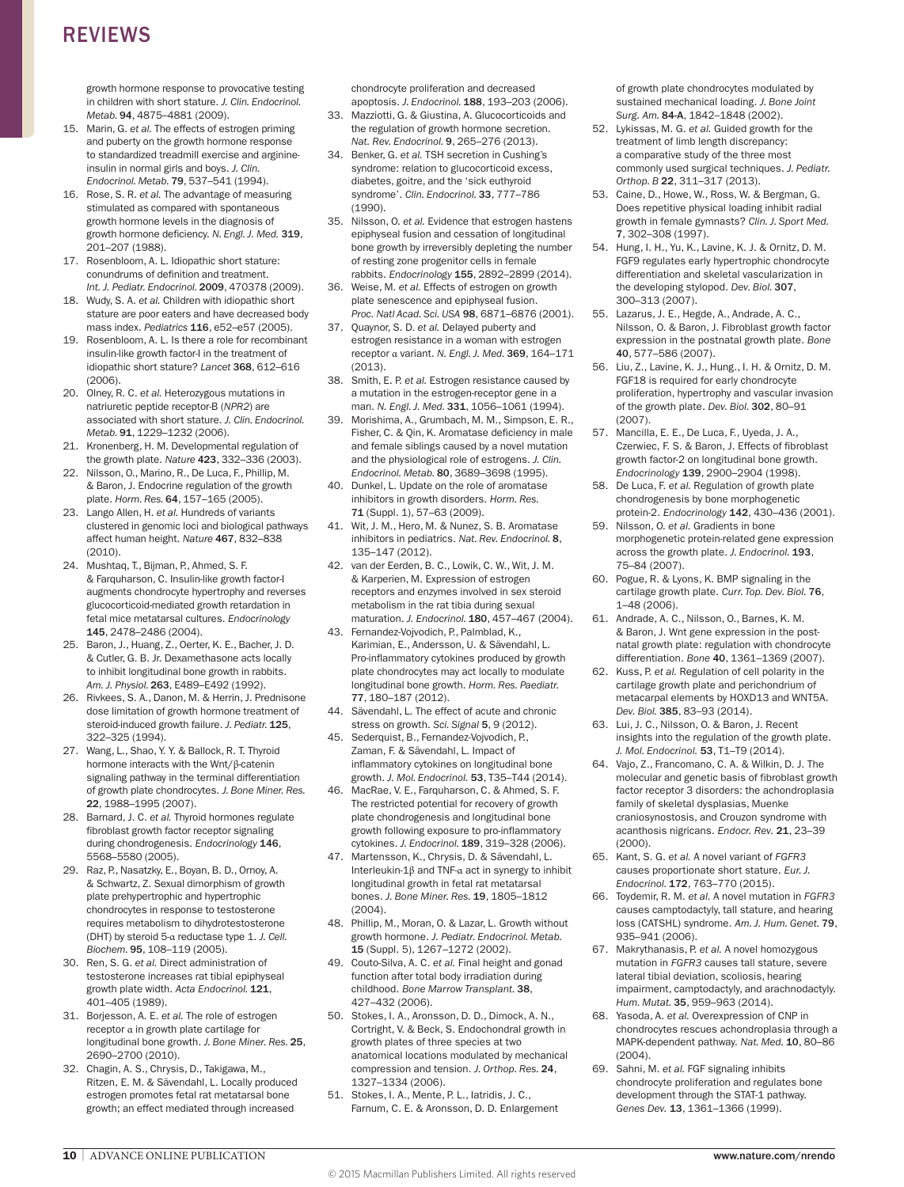growth hormone response to provocative testing in children with short stature. *J. Clin. Endocrinol. Metab.* **94**, 4875–4881 (2009).

15. Marin, G. *et al.* The effects of estrogen priming and puberty on the growth hormone response to standardized treadmill exercise and arginine-insulin in normal girls and boys. *J. Clin. Endocrinol. Metab.* **79**, 537–541 (1994).
16. Rose, S. R. *et al.* The advantage of measuring stimulated as compared with spontaneous growth hormone levels in the diagnosis of growth hormone deficiency. *N. Engl. J. Med.* **319**, 201–207 (1988).
17. Rosenbloom, A. L. Idiopathic short stature: conundrums of definition and treatment. *Int. J. Pediatr. Endocrinol.* **2009**, 470378 (2009).
18. Wudy, S. A. *et al.* Children with idiopathic short stature are poor eaters and have decreased body mass index. *Pediatrics* **116**, e52–e57 (2005).
19. Rosenbloom, A. L. Is there a role for recombinant insulin-like growth factor-I in the treatment of idiopathic short stature? *Lancet* **368**, 612–616 (2006).
20. Olney, R. C. *et al.* Heterozygous mutations in natriuretic peptide receptor-B (*NPR2*) are associated with short stature. *J. Clin. Endocrinol. Metab.* **91**, 1229–1232 (2006).
21. Kronenberg, H. M. Developmental regulation of the growth plate. *Nature* **423**, 332–336 (2003).
22. Nilsson, O., Marino, R., De Luca, F., Phillip, M. & Baron, J. Endocrine regulation of the growth plate. *Horm. Res.* **64**, 157–165 (2005).
23. Lango Allen, H. *et al.* Hundreds of variants clustered in genomic loci and biological pathways affect human height. *Nature* **467**, 832–838 (2010).
24. Mushtaq, T., Bijman, P., Ahmed, S. F. & Farquharson, C. Insulin-like growth factor-I augments chondrocyte hypertrophy and reverses glucocorticoid-mediated growth retardation in fetal mice metatarsal cultures. *Endocrinology* **145**, 2478–2486 (2004).
25. Baron, J., Huang, Z., Oerter, K. E., Bacher, J. D. & Cutler, G. B. Jr. Dexamethasone acts locally to inhibit longitudinal bone growth in rabbits. *Am. J. Physiol.* **263**, E489–E492 (1992).
26. Rivkees, S. A., Danon, M. & Herrin, J. Prednisone dose limitation of growth hormone treatment of steroid-induced growth failure. *J. Pediatr.* **125**, 322–325 (1994).
27. Wang, L., Shao, Y. Y. & Ballock, R. T. Thyroid hormone interacts with the Wnt/β-catenin signaling pathway in the terminal differentiation of growth plate chondrocytes. *J. Bone Miner. Res.* **22**, 1988–1995 (2007).
28. Barnard, J. C. *et al.* Thyroid hormones regulate fibroblast growth factor receptor signaling during chondrogenesis. *Endocrinology* **146**, 5568–5580 (2005).
29. Raz, P., Nasatzky, E., Boyan, B. D., Ornoy, A. & Schwartz, Z. Sexual dimorphism of growth plate prehypertrophic and hypertrophic chondrocytes in response to testosterone requires metabolism to dihydrotestosterone (DHT) by steroid 5-α reductase type 1. *J. Cell. Biochem.* **95**, 108–119 (2005).
30. Ren, S. G. *et al.* Direct administration of testosterone increases rat tibial epiphyseal growth plate width. *Acta Endocrinol.* **121**, 401–405 (1989).
31. Borjesson, A. E. *et al.* The role of estrogen receptor α in growth plate cartilage for longitudinal bone growth. *J. Bone Miner. Res.* **25**, 2690–2700 (2010).
32. Chagin, A. S., Chrysis, D., Takigawa, M., Ritzen, E. M. & Sävendahl, L. Locally produced estrogen promotes fetal rat metatarsal bone growth; an effect mediated through increased chondrocyte proliferation and decreased apoptosis. *J. Endocrinol.* **188**, 193–203 (2006).
33. Mazziotti, G. & Giustina, A. Glucocorticoids and the regulation of growth hormone secretion. *Nat. Rev. Endocrinol.* **9**, 265–276 (2013).
34. Benker, G. *et al.* TSH secretion in Cushing's syndrome: relation to glucocorticoid excess, diabetes, goitre, and the 'sick euthyroid syndrome'. *Clin. Endocrinol.* **33**, 777–786 (1990).
35. Nilsson, O. *et al.* Evidence that estrogen hastens epiphyseal fusion and cessation of longitudinal bone growth by irreversibly depleting the number of resting zone progenitor cells in female rabbits. *Endocrinology* **155**, 2892–2899 (2014).
36. Weise, M. *et al.* Effects of estrogen on growth plate senescence and epiphyseal fusion. *Proc. Natl Acad. Sci. USA* **98**, 6871–6876 (2001).
37. Quaynor, S. D. *et al.* Delayed puberty and estrogen resistance in a woman with estrogen receptor α variant. *N. Engl. J. Med.* **369**, 164–171 (2013).
38. Smith, E. P. *et al.* Estrogen resistance caused by a mutation in the estrogen-receptor gene in a man. *N. Engl. J. Med.* **331**, 1056–1061 (1994).
39. Morishima, A., Grumbach, M. M., Simpson, E. R., Fisher, C. & Qin, K. Aromatase deficiency in male and female siblings caused by a novel mutation and the physiological role of estrogens. *J. Clin. Endocrinol. Metab.* **80**, 3689–3698 (1995).
40. Dunkel, L. Update on the role of aromatase inhibitors in growth disorders. *Horm. Res.* **71** (Suppl. 1), 57–63 (2009).
41. Wit, J. M., Hero, M. & Nunez, S. B. Aromatase inhibitors in pediatrics. *Nat. Rev. Endocrinol.* **8**, 135–147 (2012).
42. van der Eerden, B. C., Lowik, C. W., Wit, J. M. & Karperien, M. Expression of estrogen receptors and enzymes involved in sex steroid metabolism in the rat tibia during sexual maturation. *J. Endocrinol.* **180**, 457–467 (2004).
43. Fernandez-Vojvodich, P., Palmblad, K., Karimian, E., Andersson, U. & Sävendahl, L. Pro-inflammatory cytokines produced by growth plate chondrocytes may act locally to modulate longitudinal bone growth. *Horm. Res. Paediatr.* **77**, 180–187 (2012).
44. Sävendahl, L. The effect of acute and chronic stress on growth. *Sci. Signal* **5**, 9 (2012).
45. Sederquist, B., Fernandez-Vojvodich, P., Zaman, F. & Sävendahl, L. Impact of inflammatory cytokines on longitudinal bone growth. *J. Mol. Endocrinol.* **53**, T35–T44 (2014).
46. MacRae, V. E., Farquharson, C. & Ahmed, S. F. The restricted potential for recovery of growth plate chondrogenesis and longitudinal bone growth following exposure to pro-inflammatory cytokines. *J. Endocrinol.* **189**, 319–328 (2006).
47. Martensson, K., Chrysis, D. & Sävendahl, L. Interleukin-1β and TNF-α act in synergy to inhibit longitudinal growth in fetal rat metatarsal bones. *J. Bone Miner. Res.* **19**, 1805–1812 (2004).
48. Phillip, M., Moran, O. & Lazar, L. Growth without growth hormone. *J. Pediatr. Endocrinol. Metab.* **15** (Suppl. 5), 1267–1272 (2002).
49. Couto-Silva, A. C. *et al.* Final height and gonad function after total body irradiation during childhood. *Bone Marrow Transplant.* **38**, 427–432 (2006).
50. Stokes, I. A., Aronsson, D. D., Dimock, A. N., Cortright, V. & Beck, S. Endochondral growth in growth plates of three species at two anatomical locations modulated by mechanical compression and tension. *J. Orthop. Res.* **24**, 1327–1334 (2006).
51. Stokes, I. A., Mente, P. L., Iatridis, J. C., Farnum, C. E. & Aronsson, D. D. Enlargement of growth plate chondrocytes modulated by sustained mechanical loading. *J. Bone Joint Surg. Am.* **84-A**, 1842–1848 (2002).
52. Lykissas, M. G. *et al.* Guided growth for the treatment of limb length discrepancy: a comparative study of the three most commonly used surgical techniques. *J. Pediatr. Orthop. B* **22**, 311–317 (2013).
53. Caine, D., Howe, W., Ross, W. & Bergman, G. Does repetitive physical loading inhibit radial growth in female gymnasts? *Clin. J. Sport Med.* **7**, 302–308 (1997).
54. Hung, I. H., Yu, K., Lavine, K. J. & Ornitz, D. M. FGF9 regulates early hypertrophic chondrocyte differentiation and skeletal vascularization in the developing stylopod. *Dev. Biol.* **307**, 300–313 (2007).
55. Lazarus, J. E., Hegde, A., Andrade, A. C., Nilsson, O. & Baron, J. Fibroblast growth factor expression in the postnatal growth plate. *Bone* **40**, 577–586 (2007).
56. Liu, Z., Lavine, K. J., Hung, I. H. & Ornitz, D. M. FGF18 is required for early chondrocyte proliferation, hypertrophy and vascular invasion of the growth plate. *Dev. Biol.* **302**, 80–91 (2007).
57. Mancilla, E. E., De Luca, F., Uyeda, J. A., Czerwiec, F. S. & Baron, J. Effects of fibroblast growth factor-2 on longitudinal bone growth. *Endocrinology* **139**, 2900–2904 (1998).
58. De Luca, F. *et al.* Regulation of growth plate chondrogenesis by bone morphogenetic protein-2. *Endocrinology* **142**, 430–436 (2001).
59. Nilsson, O. *et al.* Gradients in bone morphogenetic protein-related gene expression across the growth plate. *J. Endocrinol.* **193**, 75–84 (2007).
60. Pogue, R. & Lyons, K. BMP signaling in the cartilage growth plate. *Curr. Top. Dev. Biol.* **76**, 1–48 (2006).
61. Andrade, A. C., Nilsson, O., Barnes, K. M. & Baron, J. Wnt gene expression in the post-natal growth plate: regulation with chondrocyte differentiation. *Bone* **40**, 1361–1369 (2007).
62. Kuss, P. *et al.* Regulation of cell polarity in the cartilage growth plate and perichondrium of metacarpal elements by HOXD13 and WNT5A. *Dev. Biol.* **385**, 83–93 (2014).
63. Lui, J. C., Nilsson, O. & Baron, J. Recent insights into the regulation of the growth plate. *J. Mol. Endocrinol.* **53**, T1–T9 (2014).
64. Vajo, Z., Francomano, C. A. & Wilkin, D. J. The molecular and genetic basis of fibroblast growth factor receptor 3 disorders: the achondroplasia family of skeletal dysplasias, Muenke craniosynostosis, and Crouzon syndrome with acanthosis nigricans. *Endocr. Rev.* **21**, 23–39 (2000).
65. Kant, S. G. *et al.* A novel variant of *FGFR3* causes proportionate short stature. *Eur. J. Endocrinol.* **172**, 763–770 (2015).
66. Toydemir, R. M. *et al.* A novel mutation in *FGFR3* causes camptodactyly, tall stature, and hearing loss (CATSHL) syndrome. *Am. J. Hum. Genet.* **79**, 935–941 (2006).
67. Makrythanasis, P. *et al.* A novel homozygous mutation in *FGFR3* causes tall stature, severe lateral tibial deviation, scoliosis, hearing impairment, camptodactyly, and arachnodactyly. *Hum. Mutat.* **35**, 959–963 (2014).
68. Yasoda, A. *et al.* Overexpression of CNP in chondrocytes rescues achondroplasia through a MAPK-dependent pathway. *Nat. Med.* **10**, 80–86 (2004).
69. Sahni, M. *et al.* FGF signaling inhibits chondrocyte proliferation and regulates bone development through the STAT-1 pathway. *Genes Dev.* **13**, 1361–1366 (1999).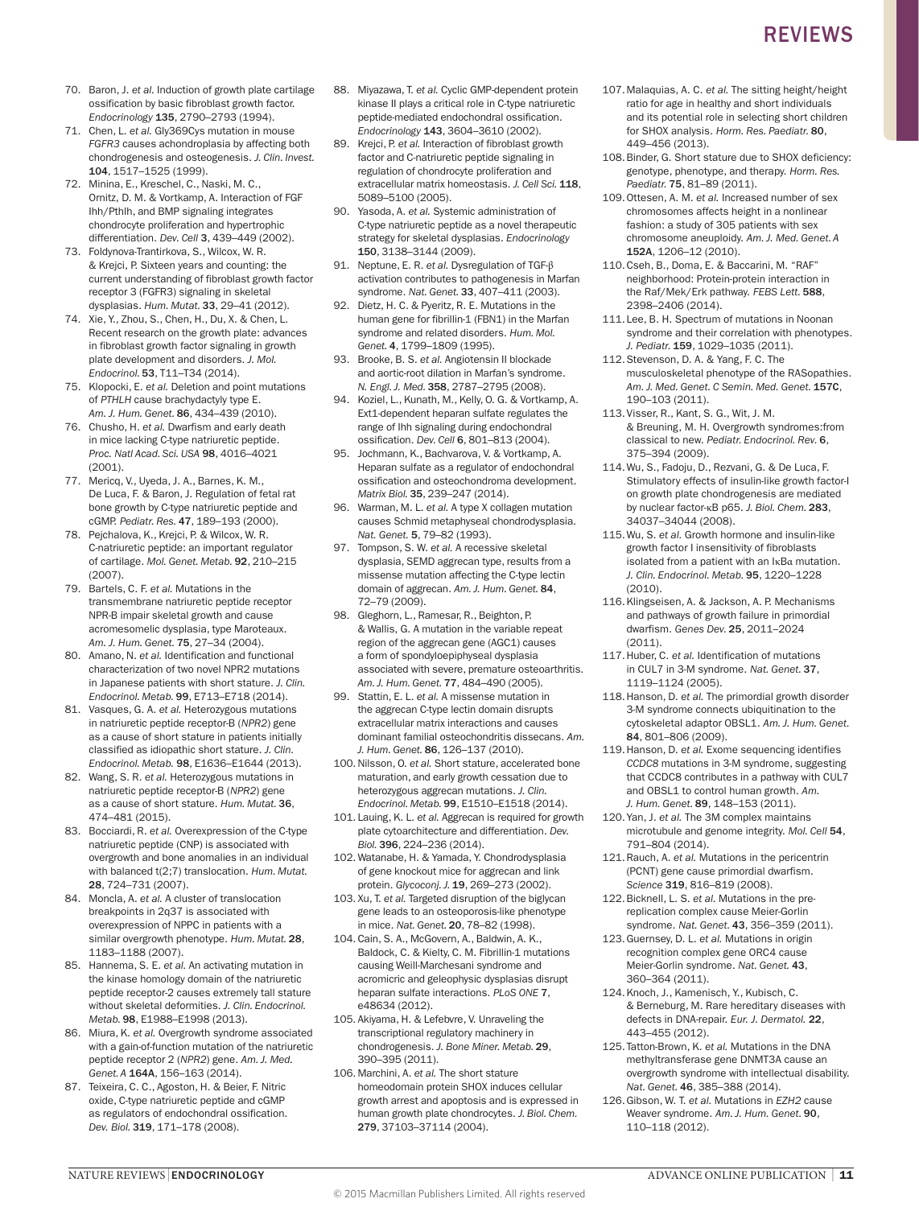70. Baron, J. *et al.* Induction of growth plate cartilage ossification by basic fibroblast growth factor. *Endocrinology* **135**, 2790–2793 (1994).
71. Chen, L. *et al.* Gly369Cys mutation in mouse *FGFR3* causes achondroplasia by affecting both chondrogenesis and osteogenesis. *J. Clin. Invest.* **104**, 1517–1525 (1999).
72. Minina, E., Kreschel, C., Naski, M. C., Ornitz, D. M. & Vortkamp, A. Interaction of FGF Ihh/Pthlh, and BMP signaling integrates chondrocyte proliferation and hypertrophic differentiation. *Dev. Cell* **3**, 439–449 (2002).
73. Foldynova-Trantirkova, S., Wilcox, W. R. & Krejci, P. Sixteen years and counting: the current understanding of fibroblast growth factor receptor 3 (FGFR3) signaling in skeletal dysplasias. *Hum. Mutat.* **33**, 29–41 (2012).
74. Xie, Y., Zhou, S., Chen, H., Du, X. & Chen, L. Recent research on the growth plate: advances in fibroblast growth factor signaling in growth plate development and disorders. *J. Mol. Endocrinol.* **53**, T11–T34 (2014).
75. Klopocki, E. *et al.* Deletion and point mutations of *PTHLH* cause brachydactyly type E. *Am. J. Hum. Genet.* **86**, 434–439 (2010).
76. Chusho, H. *et al.* Dwarfism and early death in mice lacking C-type natriuretic peptide. *Proc. Natl Acad. Sci. USA* **98**, 4016–4021 (2001).
77. Mericq, V., Uyeda, J. A., Barnes, K. M., De Luca, F. & Baron, J. Regulation of fetal rat bone growth by C-type natriuretic peptide and cGMP. *Pediatr. Res.* **47**, 189–193 (2000).
78. Pejchalova, K., Krejci, P. & Wilcox, W. R. C-natriuretic peptide: an important regulator of cartilage. *Mol. Genet. Metab.* **92**, 210–215 (2007).
79. Bartels, C. F. *et al.* Mutations in the transmembrane natriuretic peptide receptor NPR-B impair skeletal growth and cause acromesomelic dysplasia, type Maroteaux. *Am. J. Hum. Genet.* **75**, 27–34 (2004).
80. Amano, N. *et al.* Identification and functional characterization of two novel NPR2 mutations in Japanese patients with short stature. *J. Clin. Endocrinol. Metab.* **99**, E713–E718 (2014).
81. Vasques, G. A. *et al.* Heterozygous mutations in natriuretic peptide receptor-B (*NPR2*) gene as a cause of short stature in patients initially classified as idiopathic short stature. *J. Clin. Endocrinol. Metab.* **98**, E1636–E1644 (2013).
82. Wang, S. R. *et al.* Heterozygous mutations in natriuretic peptide receptor-B (*NPR2*) gene as a cause of short stature. *Hum. Mutat.* **36**, 474–481 (2015).
83. Bocciardi, R. *et al.* Overexpression of the C-type natriuretic peptide (CNP) is associated with overgrowth and bone anomalies in an individual with balanced t(2;7) translocation. *Hum. Mutat.* **28**, 724–731 (2007).
84. Moncla, A. *et al.* A cluster of translocation breakpoints in 2q37 is associated with overexpression of NPPC in patients with a similar overgrowth phenotype. *Hum. Mutat.* **28**, 1183–1188 (2007).
85. Hannema, S. E. *et al.* An activating mutation in the kinase homology domain of the natriuretic peptide receptor-2 causes extremely tall stature without skeletal deformities. *J. Clin. Endocrinol. Metab.* **98**, E1988–E1998 (2013).
86. Miura, K. *et al.* Overgrowth syndrome associated with a gain-of-function mutation of the natriuretic peptide receptor 2 (*NPR2*) gene. *Am. J. Med. Genet. A* **164A**, 156–163 (2014).
87. Teixeira, C. C., Agoston, H. & Beier, F. Nitric oxide, C-type natriuretic peptide and cGMP as regulators of endochondral ossification. *Dev. Biol.* **319**, 171–178 (2008).
88. Miyazawa, T. *et al.* Cyclic GMP-dependent protein kinase II plays a critical role in C-type natriuretic peptide-mediated endochondral ossification. *Endocrinology* **143**, 3604–3610 (2002).
89. Krejci, P. *et al.* Interaction of fibroblast growth factor and C-natriuretic peptide signaling in regulation of chondrocyte proliferation and extracellular matrix homeostasis. *J. Cell Sci.* **118**, 5089–5100 (2005).
90. Yasoda, A. *et al.* Systemic administration of C-type natriuretic peptide as a novel therapeutic strategy for skeletal dysplasias. *Endocrinology* **150**, 3138–3144 (2009).
91. Neptune, E. R. *et al.* Dysregulation of TGF-β activation contributes to pathogenesis in Marfan syndrome. *Nat. Genet.* **33**, 407–411 (2003).
92. Dietz, H. C. & Pyeritz, R. E. Mutations in the human gene for fibrillin-1 (FBN1) in the Marfan syndrome and related disorders. *Hum. Mol. Genet.* **4**, 1799–1809 (1995).
93. Brooke, B. S. *et al.* Angiotensin II blockade and aortic-root dilation in Marfan's syndrome. *N. Engl. J. Med.* **358**, 2787–2795 (2008).
94. Koziel, L., Kunath, M., Kelly, O. G. & Vortkamp, A. Ext1-dependent heparan sulfate regulates the range of Ihh signaling during endochondral ossification. *Dev. Cell* **6**, 801–813 (2004).
95. Jochmann, K., Bachvarova, V. & Vortkamp, A. Heparan sulfate as a regulator of endochondral ossification and osteochondroma development. *Matrix Biol.* **35**, 239–247 (2014).
96. Warman, M. L. *et al.* A type X collagen mutation causes Schmid metaphyseal chondrodysplasia. *Nat. Genet.* **5**, 79–82 (1993).
97. Tompson, S. W. *et al.* A recessive skeletal dysplasia, SEMD aggrecan type, results from a missense mutation affecting the C-type lectin domain of aggrecan. *Am. J. Hum. Genet.* **84**, 72–79 (2009).
98. Gleghorn, L., Ramesar, R., Beighton, P. & Wallis, G. A mutation in the variable repeat region of the aggrecan gene (AGC1) causes a form of spondyloepiphyseal dysplasia associated with severe, premature osteoarthritis. *Am. J. Hum. Genet.* **77**, 484–490 (2005).
99. Stattin, E. L. *et al.* A missense mutation in the aggrecan C-type lectin domain disrupts extracellular matrix interactions and causes dominant familial osteochondritis dissecans. *Am. J. Hum. Genet.* **86**, 126–137 (2010).
100. Nilsson, O. *et al.* Short stature, accelerated bone maturation, and early growth cessation due to heterozygous aggrecan mutations. *J. Clin. Endocrinol. Metab.* **99**, E1510–E1518 (2014).
101. Lauing, K. L. *et al.* Aggrecan is required for growth plate cytoarchitecture and differentiation. *Dev. Biol.* **396**, 224–236 (2014).
102. Watanabe, H. & Yamada, Y. Chondrodysplasia of gene knockout mice for aggrecan and link protein. *Glycoconj. J.* **19**, 269–273 (2002).
103. Xu, T. *et al.* Targeted disruption of the biglycan gene leads to an osteoporosis-like phenotype in mice. *Nat. Genet.* **20**, 78–82 (1998).
104. Cain, S. A., McGovern, A., Baldwin, A. K., Baldock, C. & Kielty, C. M. Fibrillin-1 mutations causing Weill-Marchesani syndrome and acromicric and geleophysic dysplasias disrupt heparan sulfate interactions. *PLoS ONE* **7**, e48634 (2012).
105. Akiyama, H. & Lefebvre, V. Unraveling the transcriptional regulatory machinery in chondrogenesis. *J. Bone Miner. Metab.* **29**, 390–395 (2011).
106. Marchini, A. *et al.* The short stature homeodomain protein SHOX induces cellular growth arrest and apoptosis and is expressed in human growth plate chondrocytes. *J. Biol. Chem.* **279**, 37103–37114 (2004).
107. Malaquias, A. C. *et al.* The sitting height/height ratio for age in healthy and short individuals and its potential role in selecting short children for SHOX analysis. *Horm. Res. Paediatr.* **80**, 449–456 (2013).
108. Binder, G. Short stature due to SHOX deficiency: genotype, phenotype, and therapy. *Horm. Res. Paediatr.* **75**, 81–89 (2011).
109. Ottesen, A. M. *et al.* Increased number of sex chromosomes affects height in a nonlinear fashion: a study of 305 patients with sex chromosome aneuploidy. *Am. J. Med. Genet. A* **152A**, 1206–12 (2010).
110. Cseh, B., Doma, E. & Baccarini, M. "RAF" neighborhood: Protein-protein interaction in the Raf/Mek/Erk pathway. *FEBS Lett.* **588**, 2398–2406 (2014).
111. Lee, B. H. Spectrum of mutations in Noonan syndrome and their correlation with phenotypes. *J. Pediatr.* **159**, 1029–1035 (2011).
112. Stevenson, D. A. & Yang, F. C. The musculoskeletal phenotype of the RASopathies. *Am. J. Med. Genet. C Semin. Med. Genet.* **157C**, 190–103 (2011).
113. Visser, R., Kant, S. G., Wit, J. M. & Breuning, M. H. Overgrowth syndromes:from classical to new. *Pediatr. Endocrinol. Rev.* **6**, 375–394 (2009).
114. Wu, S., Fadoju, D., Rezvani, G. & De Luca, F. Stimulatory effects of insulin-like growth factor-I on growth plate chondrogenesis are mediated by nuclear factor-κB p65. *J. Biol. Chem.* **283**, 34037–34044 (2008).
115. Wu, S. *et al.* Growth hormone and insulin-like growth factor I insensitivity of fibroblasts isolated from a patient with an IκBα mutation. *J. Clin. Endocrinol. Metab.* **95**, 1220–1228 (2010).
116. Klingseisen, A. & Jackson, A. P. Mechanisms and pathways of growth failure in primordial dwarfism. *Genes Dev.* **25**, 2011–2024 (2011).
117. Huber, C. *et al.* Identification of mutations in CUL7 in 3-M syndrome. *Nat. Genet.* **37**, 1119–1124 (2005).
118. Hanson, D. *et al.* The primordial growth disorder 3-M syndrome connects ubiquitination to the cytoskeletal adaptor OBSL1. *Am. J. Hum. Genet.* **84**, 801–806 (2009).
119. Hanson, D. *et al.* Exome sequencing identifies *CCDC8* mutations in 3-M syndrome, suggesting that CCDC8 contributes in a pathway with CUL7 and OBSL1 to control human growth. *Am. J. Hum. Genet.* **89**, 148–153 (2011).
120. Yan, J. *et al.* The 3M complex maintains microtubule and genome integrity. *Mol. Cell* **54**, 791–804 (2014).
121. Rauch, A. *et al.* Mutations in the pericentrin (PCNT) gene cause primordial dwarfism. *Science* **319**, 816–819 (2008).
122. Bicknell, L. S. *et al.* Mutations in the pre-replication complex cause Meier-Gorlin syndrome. *Nat. Genet.* **43**, 356–359 (2011).
123. Guernsey, D. L. *et al.* Mutations in origin recognition complex gene ORC4 cause Meier-Gorlin syndrome. *Nat. Genet.* **43**, 360–364 (2011).
124. Knoch, J., Kamenisch, Y., Kubisch, C. & Berneburg, M. Rare hereditary diseases with defects in DNA-repair. *Eur. J. Dermatol.* **22**, 443–455 (2012).
125. Tatton-Brown, K. *et al.* Mutations in the DNA methyltransferase gene DNMT3A cause an overgrowth syndrome with intellectual disability. *Nat. Genet.* **46**, 385–388 (2014).
126. Gibson, W. T. *et al.* Mutations in *EZH2* cause Weaver syndrome. *Am. J. Hum. Genet.* **90**, 110–118 (2012).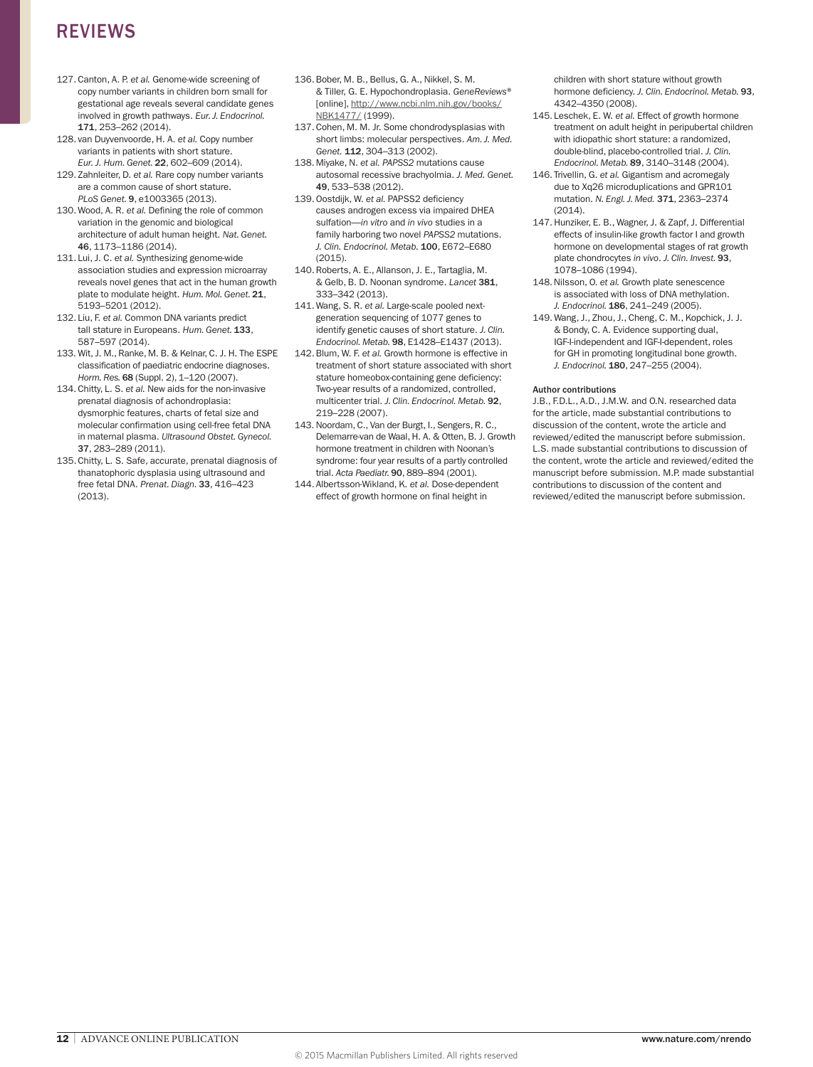127. Canton, A. P. *et al.* Genome-wide screening of copy number variants in children born small for gestational age reveals several candidate genes involved in growth pathways. *Eur. J. Endocrinol.* **171**, 253–262 (2014).
128. van Duyvenvoorde, H. A. *et al.* Copy number variants in patients with short stature. *Eur. J. Hum. Genet.* **22**, 602–609 (2014).
129. Zahnleiter, D. *et al.* Rare copy number variants are a common cause of short stature. *PLoS Genet.* **9**, e1003365 (2013).
130. Wood, A. R. *et al.* Defining the role of common variation in the genomic and biological architecture of adult human height. *Nat. Genet.* **46**, 1173–1186 (2014).
131. Lui, J. C. *et al.* Synthesizing genome-wide association studies and expression microarray reveals novel genes that act in the human growth plate to modulate height. *Hum. Mol. Genet.* **21**, 5193–5201 (2012).
132. Liu, F. *et al.* Common DNA variants predict tall stature in Europeans. *Hum. Genet.* **133**, 587–597 (2014).
133. Wit, J. M., Ranke, M. B. & Kelnar, C. J. H. The ESPE classification of paediatric endocrine diagnoses. *Horm. Res.* **68** (Suppl. 2), 1–120 (2007).
134. Chitty, L. S. *et al.* New aids for the non-invasive prenatal diagnosis of achondroplasia: dysmorphic features, charts of fetal size and molecular confirmation using cell-free fetal DNA in maternal plasma. *Ultrasound Obstet. Gynecol.* **37**, 283–289 (2011).
135. Chitty, L. S. Safe, accurate, prenatal diagnosis of thanatophoric dysplasia using ultrasound and free fetal DNA. *Prenat. Diagn.* **33**, 416–423 (2013).
136. Bober, M. B., Bellus, G. A., Nikkel, S. M. & Tiller, G. E. Hypochondroplasia. *GeneReviews®* [online], http://www.ncbi.nlm.nih.gov/books/NBK1477/ (1999).
137. Cohen, M. M. Jr. Some chondrodysplasias with short limbs: molecular perspectives. *Am. J. Med. Genet.* **112**, 304–313 (2002).
138. Miyake, N. *et al.* *PAPSS2* mutations cause autosomal recessive brachyolmia. *J. Med. Genet.* **49**, 533–538 (2012).
139. Oostdijk, W. *et al.* PAPSS2 deficiency causes androgen excess via impaired DHEA sulfation—*in vitro* and *in vivo* studies in a family harboring two novel *PAPSS2* mutations. *J. Clin. Endocrinol. Metab.* **100**, E672–E680 (2015).
140. Roberts, A. E., Allanson, J. E., Tartaglia, M. & Gelb, B. D. Noonan syndrome. *Lancet* **381**, 333–342 (2013).
141. Wang, S. R. *et al.* Large-scale pooled next-generation sequencing of 1077 genes to identify genetic causes of short stature. *J. Clin. Endocrinol. Metab.* **98**, E1428–E1437 (2013).
142. Blum, W. F. *et al.* Growth hormone is effective in treatment of short stature associated with short stature homeobox-containing gene deficiency: Two-year results of a randomized, controlled, multicenter trial. *J. Clin. Endocrinol. Metab.* **92**, 219–228 (2007).
143. Noordam, C., Van der Burgt, I., Sengers, R. C., Delemarre-van de Waal, H. A. & Otten, B. J. Growth hormone treatment in children with Noonan's syndrome: four year results of a partly controlled trial. *Acta Paediatr.* **90**, 889–894 (2001).
144. Albertsson-Wikland, K. *et al.* Dose-dependent effect of growth hormone on final height in children with short stature without growth hormone deficiency. *J. Clin. Endocrinol. Metab.* **93**, 4342–4350 (2008).
145. Leschek, E. W. *et al.* Effect of growth hormone treatment on adult height in peripubertal children with idiopathic short stature: a randomized, double-blind, placebo-controlled trial. *J. Clin. Endocrinol. Metab.* **89**, 3140–3148 (2004).
146. Trivellin, G. *et al.* Gigantism and acromegaly due to Xq26 microduplications and GPR101 mutation. *N. Engl. J. Med.* **371**, 2363–2374 (2014).
147. Hunziker, E. B., Wagner, J. & Zapf, J. Differential effects of insulin-like growth factor I and growth hormone on developmental stages of rat growth plate chondrocytes *in vivo*. *J. Clin. Invest.* **93**, 1078–1086 (1994).
148. Nilsson, O. *et al.* Growth plate senescence is associated with loss of DNA methylation. *J. Endocrinol.* **186**, 241–249 (2005).
149. Wang, J., Zhou, J., Cheng, C. M., Kopchick, J. J. & Bondy, C. A. Evidence supporting dual, IGF-I-independent and IGF-I-dependent, roles for GH in promoting longitudinal bone growth. *J. Endocrinol.* **180**, 247–255 (2004).

**Author contributions**

J.B., F.D.L., A.D., J.M.W. and O.N. researched data for the article, made substantial contributions to discussion of the content, wrote the article and reviewed/edited the manuscript before submission. L.S. made substantial contributions to discussion of the content, wrote the article and reviewed/edited the manuscript before submission. M.P. made substantial contributions to discussion of the content and reviewed/edited the manuscript before submission.